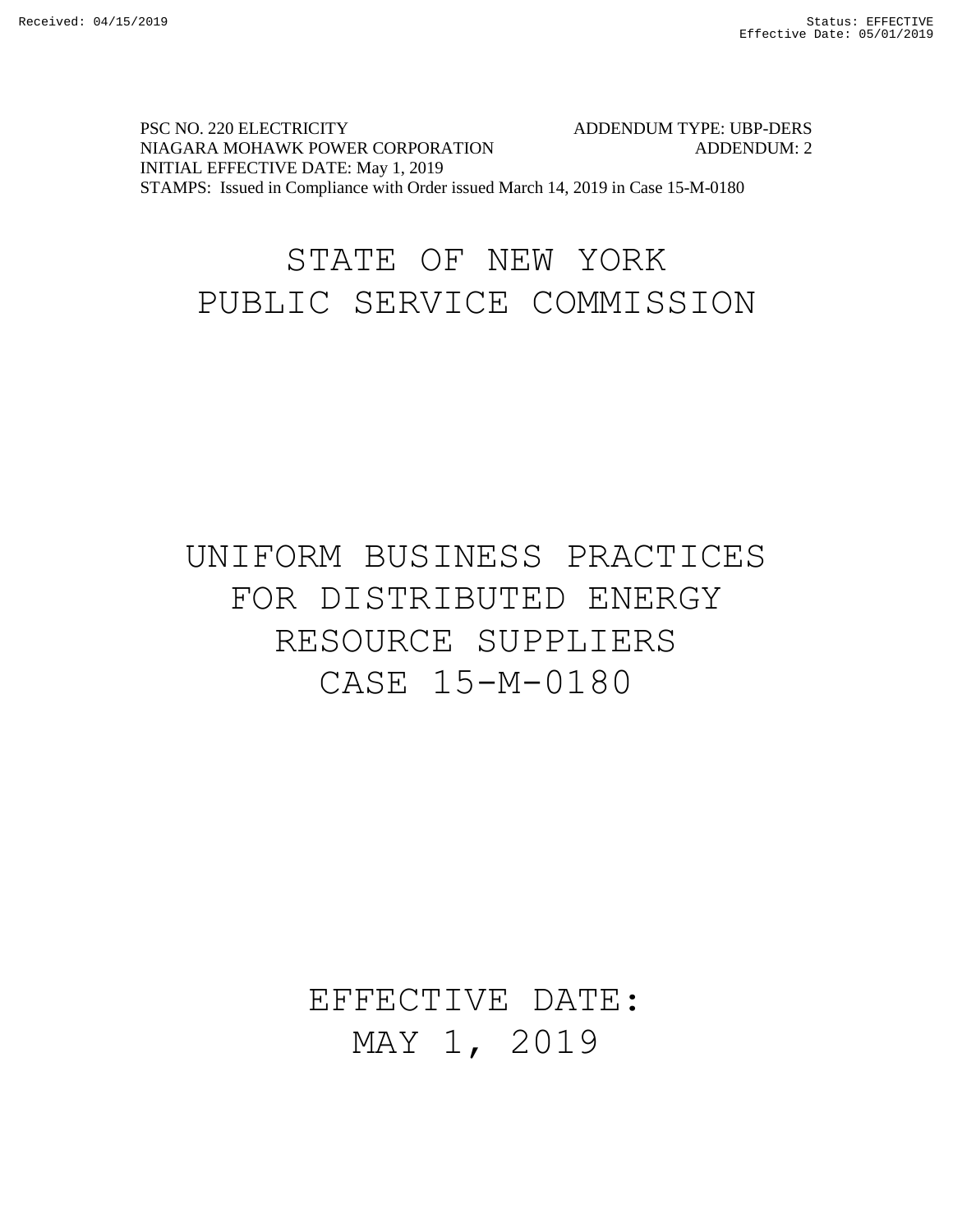Received: 04/15/2019 Status: EFFECTIVE
Effective Date: 05/01/2019

PSC NO. 220 ELECTRICITY ADDENDUM TYPE: UBP-DERS
NIAGARA MOHAWK POWER CORPORATION ADDENDUM: 2
INITIAL EFFECTIVE DATE: May 1, 2019
STAMPS: Issued in Compliance with Order issued March 14, 2019 in Case 15-M-0180

# STATE OF NEW YORK
# PUBLIC SERVICE COMMISSION

# UNIFORM BUSINESS PRACTICES FOR DISTRIBUTED ENERGY RESOURCE SUPPLIERS
# CASE 15-M-0180

# EFFECTIVE DATE:
# MAY 1, 2019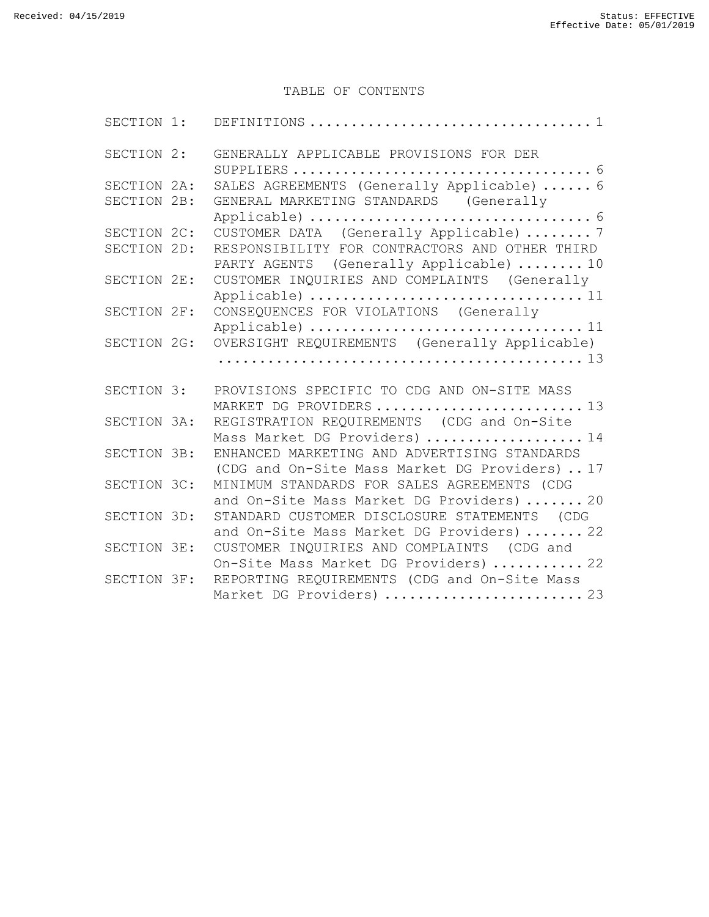# TABLE OF CONTENTS

| Section | Title | Page |
|---|---|---|
| SECTION 1: | DEFINITIONS | 1 |
| SECTION 2: | GENERALLY APPLICABLE PROVISIONS FOR DER SUPPLIERS | 6 |
| SECTION 2A: | SALES AGREEMENTS (Generally Applicable) | 6 |
| SECTION 2B: | GENERAL MARKETING STANDARDS (Generally Applicable) | 6 |
| SECTION 2C: | CUSTOMER DATA (Generally Applicable) | 7 |
| SECTION 2D: | RESPONSIBILITY FOR CONTRACTORS AND OTHER THIRD PARTY AGENTS (Generally Applicable) | 10 |
| SECTION 2E: | CUSTOMER INQUIRIES AND COMPLAINTS (Generally Applicable) | 11 |
| SECTION 2F: | CONSEQUENCES FOR VIOLATIONS (Generally Applicable) | 11 |
| SECTION 2G: | OVERSIGHT REQUIREMENTS (Generally Applicable) | 13 |
| SECTION 3: | PROVISIONS SPECIFIC TO CDG AND ON-SITE MASS MARKET DG PROVIDERS | 13 |
| SECTION 3A: | REGISTRATION REQUIREMENTS (CDG and On-Site Mass Market DG Providers) | 14 |
| SECTION 3B: | ENHANCED MARKETING AND ADVERTISING STANDARDS (CDG and On-Site Mass Market DG Providers) | 17 |
| SECTION 3C: | MINIMUM STANDARDS FOR SALES AGREEMENTS (CDG and On-Site Mass Market DG Providers) | 20 |
| SECTION 3D: | STANDARD CUSTOMER DISCLOSURE STATEMENTS (CDG and On-Site Mass Market DG Providers) | 22 |
| SECTION 3E: | CUSTOMER INQUIRIES AND COMPLAINTS (CDG and On-Site Mass Market DG Providers) | 22 |
| SECTION 3F: | REPORTING REQUIREMENTS (CDG and On-Site Mass Market DG Providers) | 23 |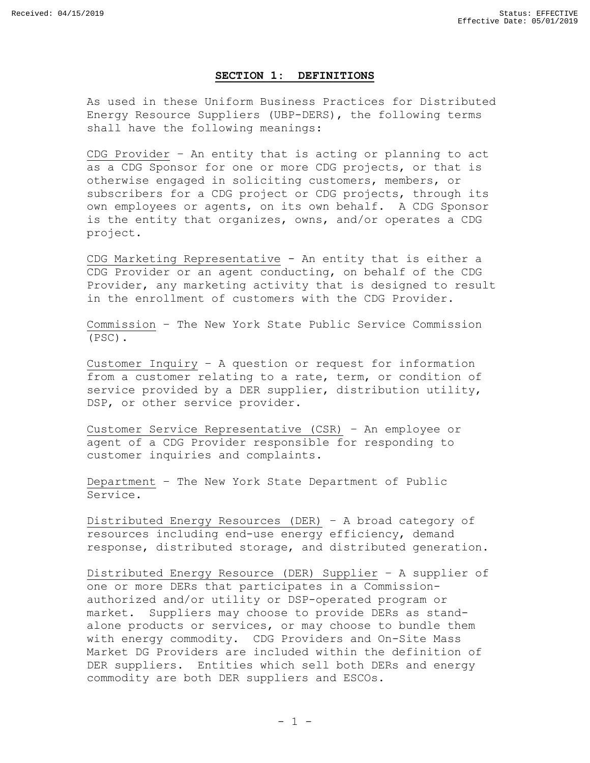## SECTION 1: DEFINITIONS

As used in these Uniform Business Practices for Distributed Energy Resource Suppliers (UBP-DERS), the following terms shall have the following meanings:

CDG Provider – An entity that is acting or planning to act as a CDG Sponsor for one or more CDG projects, or that is otherwise engaged in soliciting customers, members, or subscribers for a CDG project or CDG projects, through its own employees or agents, on its own behalf. A CDG Sponsor is the entity that organizes, owns, and/or operates a CDG project.

CDG Marketing Representative - An entity that is either a CDG Provider or an agent conducting, on behalf of the CDG Provider, any marketing activity that is designed to result in the enrollment of customers with the CDG Provider.

Commission – The New York State Public Service Commission (PSC).

Customer Inquiry – A question or request for information from a customer relating to a rate, term, or condition of service provided by a DER supplier, distribution utility, DSP, or other service provider.

Customer Service Representative (CSR) – An employee or agent of a CDG Provider responsible for responding to customer inquiries and complaints.

Department – The New York State Department of Public Service.

Distributed Energy Resources (DER) – A broad category of resources including end-use energy efficiency, demand response, distributed storage, and distributed generation.

Distributed Energy Resource (DER) Supplier – A supplier of one or more DERs that participates in a Commission-authorized and/or utility or DSP-operated program or market. Suppliers may choose to provide DERs as stand-alone products or services, or may choose to bundle them with energy commodity. CDG Providers and On-Site Mass Market DG Providers are included within the definition of DER suppliers. Entities which sell both DERs and energy commodity are both DER suppliers and ESCOs.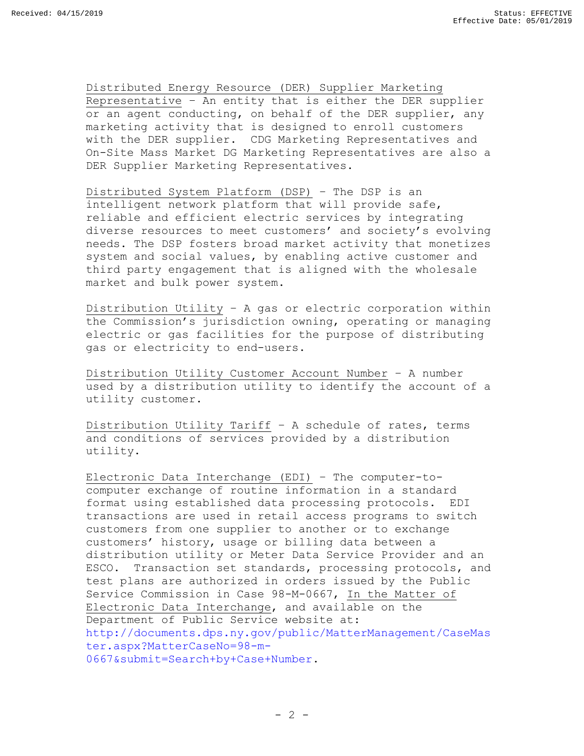Distributed Energy Resource (DER) Supplier Marketing Representative – An entity that is either the DER supplier or an agent conducting, on behalf of the DER supplier, any marketing activity that is designed to enroll customers with the DER supplier. CDG Marketing Representatives and On-Site Mass Market DG Marketing Representatives are also a DER Supplier Marketing Representatives.

Distributed System Platform (DSP) – The DSP is an intelligent network platform that will provide safe, reliable and efficient electric services by integrating diverse resources to meet customers' and society's evolving needs. The DSP fosters broad market activity that monetizes system and social values, by enabling active customer and third party engagement that is aligned with the wholesale market and bulk power system.

Distribution Utility – A gas or electric corporation within the Commission's jurisdiction owning, operating or managing electric or gas facilities for the purpose of distributing gas or electricity to end-users.

Distribution Utility Customer Account Number – A number used by a distribution utility to identify the account of a utility customer.

Distribution Utility Tariff – A schedule of rates, terms and conditions of services provided by a distribution utility.

Electronic Data Interchange (EDI) – The computer-to-computer exchange of routine information in a standard format using established data processing protocols. EDI transactions are used in retail access programs to switch customers from one supplier to another or to exchange customers' history, usage or billing data between a distribution utility or Meter Data Service Provider and an ESCO. Transaction set standards, processing protocols, and test plans are authorized in orders issued by the Public Service Commission in Case 98-M-0667, In the Matter of Electronic Data Interchange, and available on the Department of Public Service website at: http://documents.dps.ny.gov/public/MatterManagement/CaseMaster.aspx?MatterCaseNo=98-m-0667&submit=Search+by+Case+Number.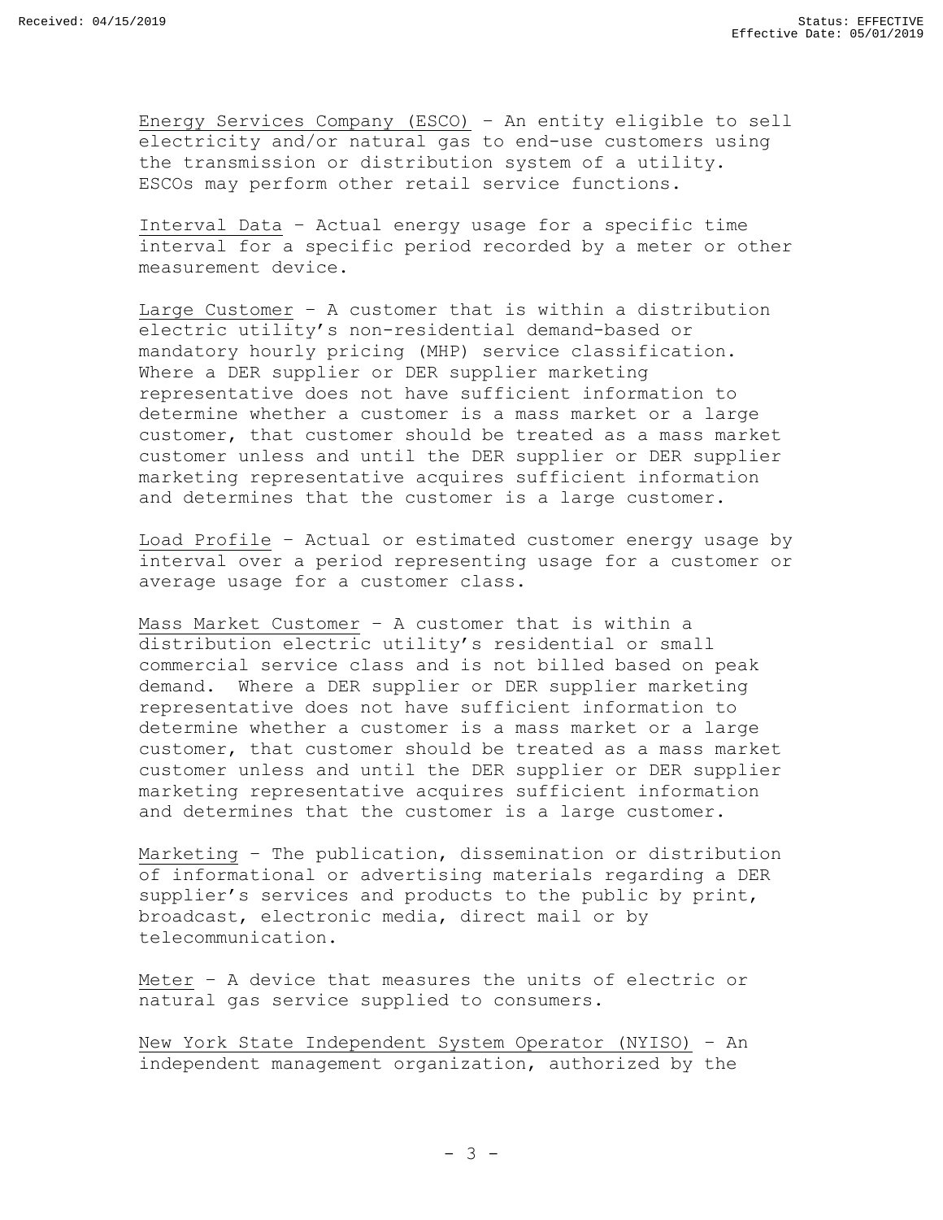Energy Services Company (ESCO) – An entity eligible to sell electricity and/or natural gas to end-use customers using the transmission or distribution system of a utility. ESCOs may perform other retail service functions.

Interval Data – Actual energy usage for a specific time interval for a specific period recorded by a meter or other measurement device.

Large Customer – A customer that is within a distribution electric utility's non-residential demand-based or mandatory hourly pricing (MHP) service classification. Where a DER supplier or DER supplier marketing representative does not have sufficient information to determine whether a customer is a mass market or a large customer, that customer should be treated as a mass market customer unless and until the DER supplier or DER supplier marketing representative acquires sufficient information and determines that the customer is a large customer.

Load Profile – Actual or estimated customer energy usage by interval over a period representing usage for a customer or average usage for a customer class.

Mass Market Customer – A customer that is within a distribution electric utility's residential or small commercial service class and is not billed based on peak demand. Where a DER supplier or DER supplier marketing representative does not have sufficient information to determine whether a customer is a mass market or a large customer, that customer should be treated as a mass market customer unless and until the DER supplier or DER supplier marketing representative acquires sufficient information and determines that the customer is a large customer.

Marketing – The publication, dissemination or distribution of informational or advertising materials regarding a DER supplier's services and products to the public by print, broadcast, electronic media, direct mail or by telecommunication.

Meter – A device that measures the units of electric or natural gas service supplied to consumers.

New York State Independent System Operator (NYISO) – An independent management organization, authorized by the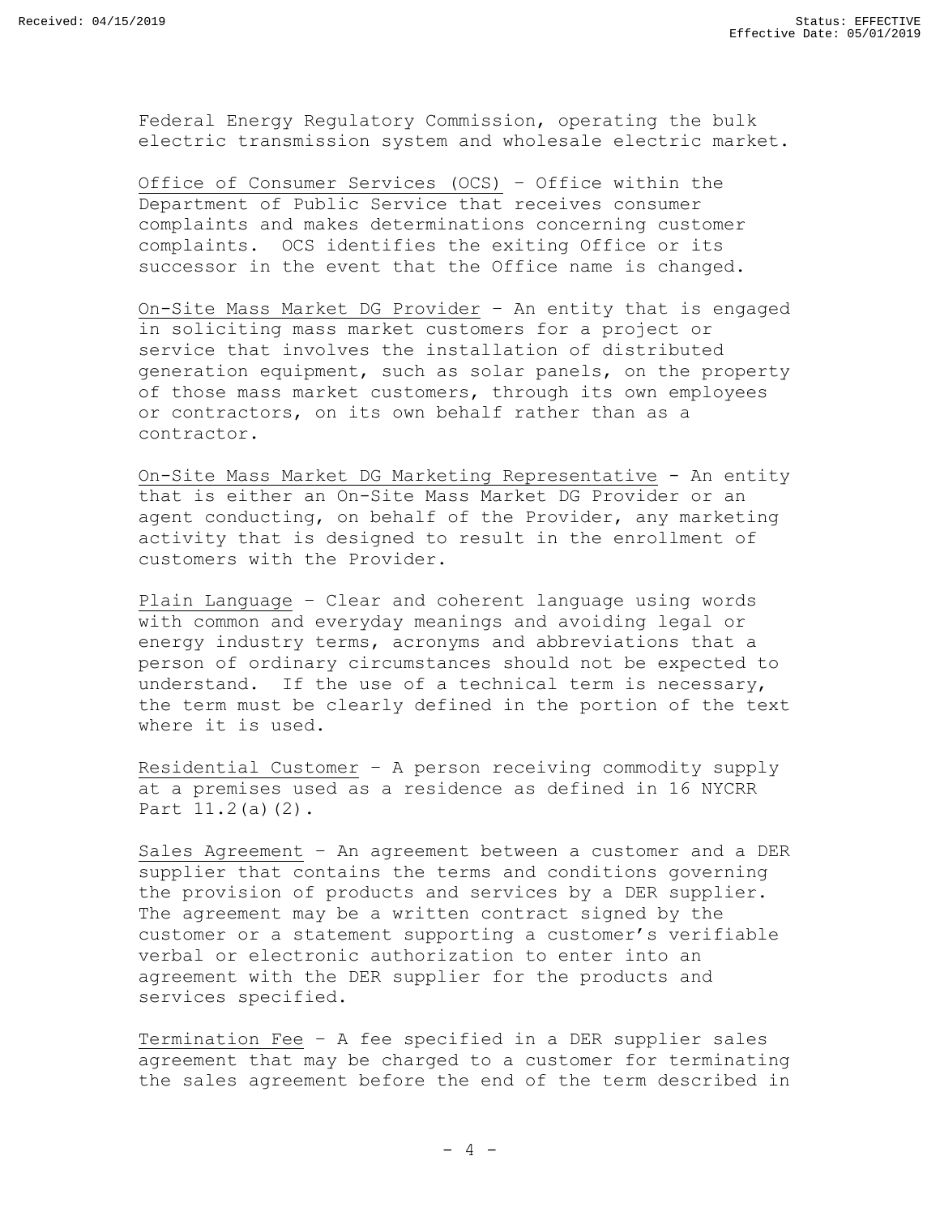Federal Energy Regulatory Commission, operating the bulk electric transmission system and wholesale electric market.

Office of Consumer Services (OCS) – Office within the Department of Public Service that receives consumer complaints and makes determinations concerning customer complaints. OCS identifies the exiting Office or its successor in the event that the Office name is changed.

On-Site Mass Market DG Provider – An entity that is engaged in soliciting mass market customers for a project or service that involves the installation of distributed generation equipment, such as solar panels, on the property of those mass market customers, through its own employees or contractors, on its own behalf rather than as a contractor.

On-Site Mass Market DG Marketing Representative - An entity that is either an On-Site Mass Market DG Provider or an agent conducting, on behalf of the Provider, any marketing activity that is designed to result in the enrollment of customers with the Provider.

Plain Language – Clear and coherent language using words with common and everyday meanings and avoiding legal or energy industry terms, acronyms and abbreviations that a person of ordinary circumstances should not be expected to understand. If the use of a technical term is necessary, the term must be clearly defined in the portion of the text where it is used.

Residential Customer – A person receiving commodity supply at a premises used as a residence as defined in 16 NYCRR Part 11.2(a)(2).

Sales Agreement – An agreement between a customer and a DER supplier that contains the terms and conditions governing the provision of products and services by a DER supplier. The agreement may be a written contract signed by the customer or a statement supporting a customer's verifiable verbal or electronic authorization to enter into an agreement with the DER supplier for the products and services specified.

Termination Fee – A fee specified in a DER supplier sales agreement that may be charged to a customer for terminating the sales agreement before the end of the term described in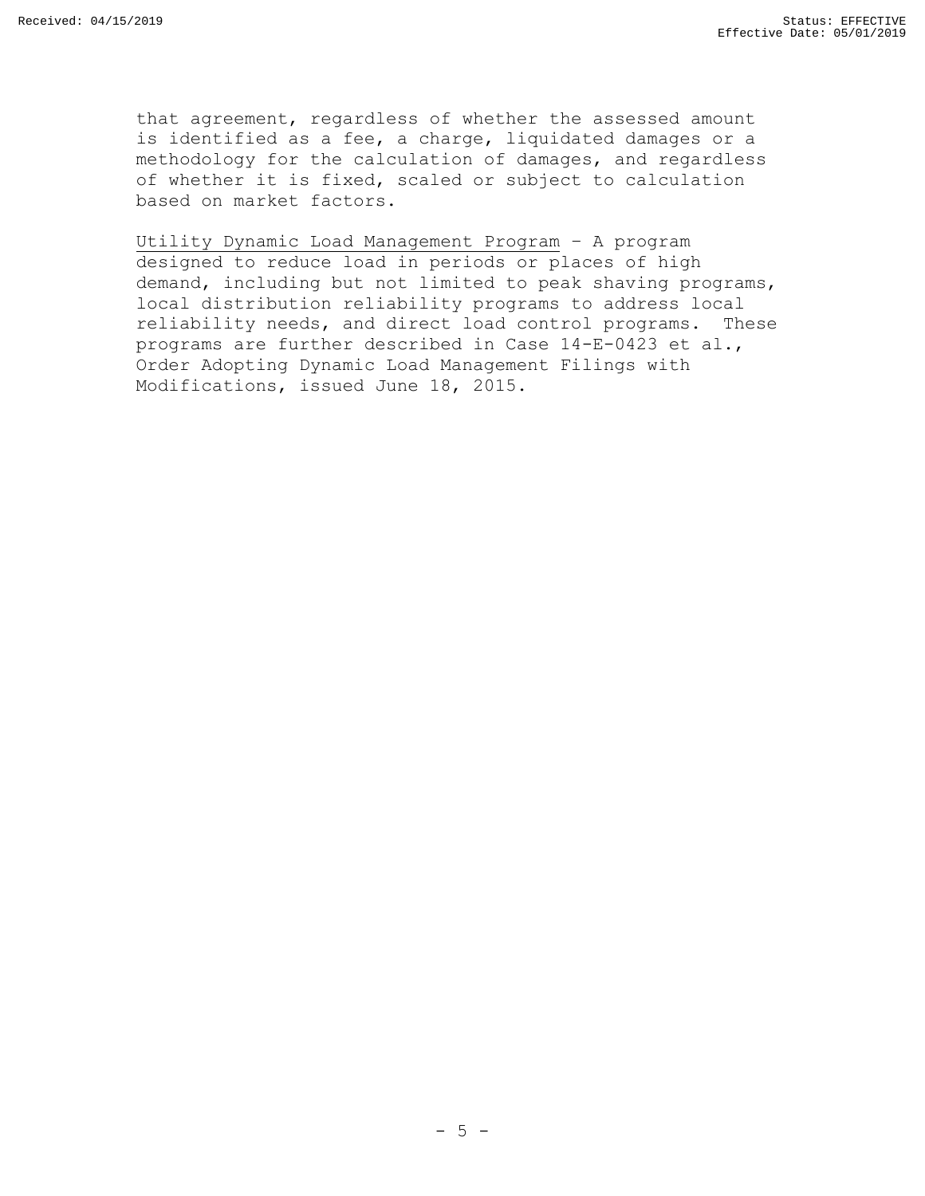that agreement, regardless of whether the assessed amount is identified as a fee, a charge, liquidated damages or a methodology for the calculation of damages, and regardless of whether it is fixed, scaled or subject to calculation based on market factors.

Utility Dynamic Load Management Program – A program designed to reduce load in periods or places of high demand, including but not limited to peak shaving programs, local distribution reliability programs to address local reliability needs, and direct load control programs. These programs are further described in Case 14-E-0423 et al., Order Adopting Dynamic Load Management Filings with Modifications, issued June 18, 2015.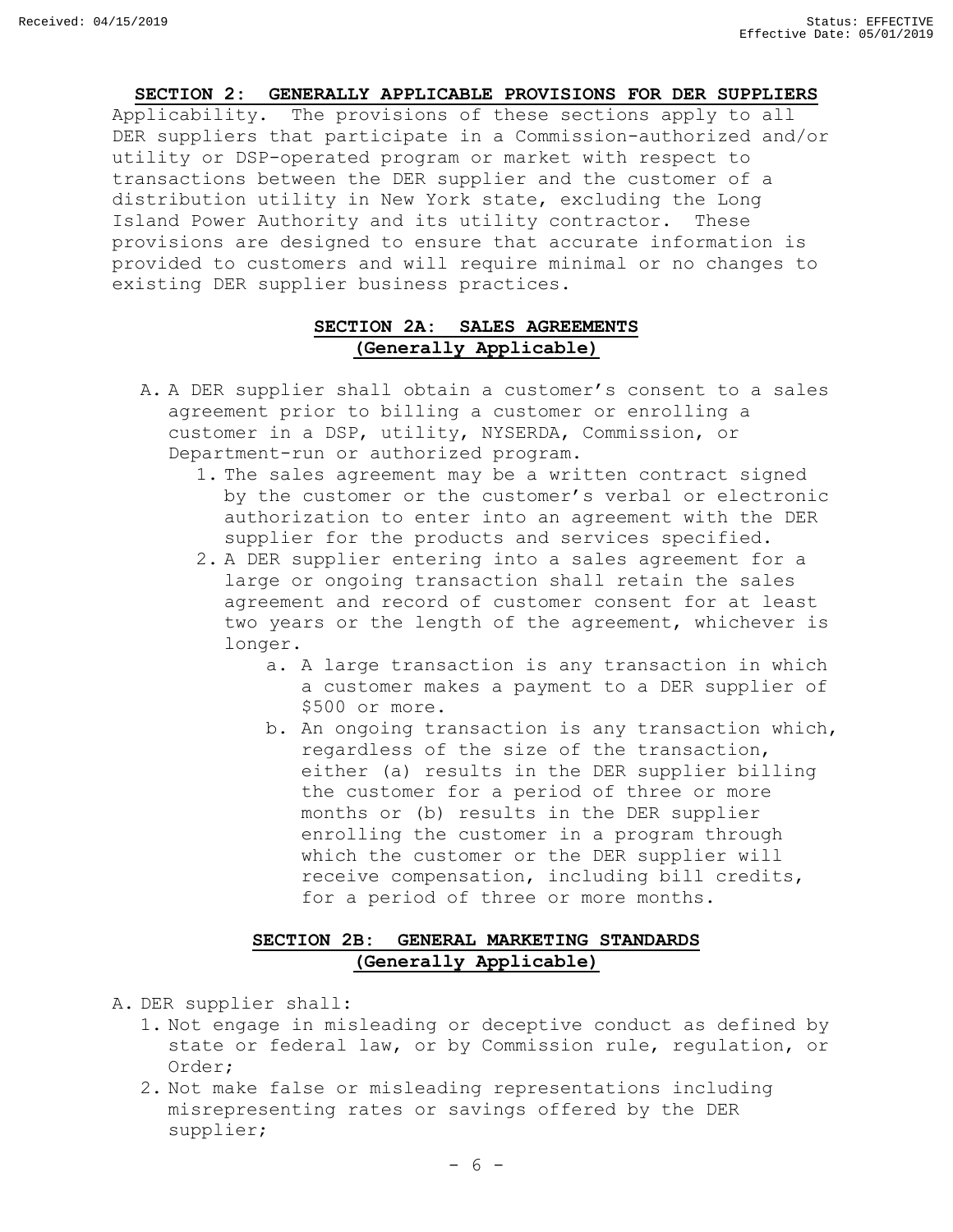## SECTION 2: GENERALLY APPLICABLE PROVISIONS FOR DER SUPPLIERS

Applicability. The provisions of these sections apply to all DER suppliers that participate in a Commission-authorized and/or utility or DSP-operated program or market with respect to transactions between the DER supplier and the customer of a distribution utility in New York state, excluding the Long Island Power Authority and its utility contractor. These provisions are designed to ensure that accurate information is provided to customers and will require minimal or no changes to existing DER supplier business practices.

### SECTION 2A: SALES AGREEMENTS (Generally Applicable)

A. A DER supplier shall obtain a customer's consent to a sales agreement prior to billing a customer or enrolling a customer in a DSP, utility, NYSERDA, Commission, or Department-run or authorized program.
   1. The sales agreement may be a written contract signed by the customer or the customer's verbal or electronic authorization to enter into an agreement with the DER supplier for the products and services specified.
   2. A DER supplier entering into a sales agreement for a large or ongoing transaction shall retain the sales agreement and record of customer consent for at least two years or the length of the agreement, whichever is longer.
      a. A large transaction is any transaction in which a customer makes a payment to a DER supplier of $500 or more.
      b. An ongoing transaction is any transaction which, regardless of the size of the transaction, either (a) results in the DER supplier billing the customer for a period of three or more months or (b) results in the DER supplier enrolling the customer in a program through which the customer or the DER supplier will receive compensation, including bill credits, for a period of three or more months.

### SECTION 2B: GENERAL MARKETING STANDARDS (Generally Applicable)

A. DER supplier shall:
   1. Not engage in misleading or deceptive conduct as defined by state or federal law, or by Commission rule, regulation, or Order;
   2. Not make false or misleading representations including misrepresenting rates or savings offered by the DER supplier;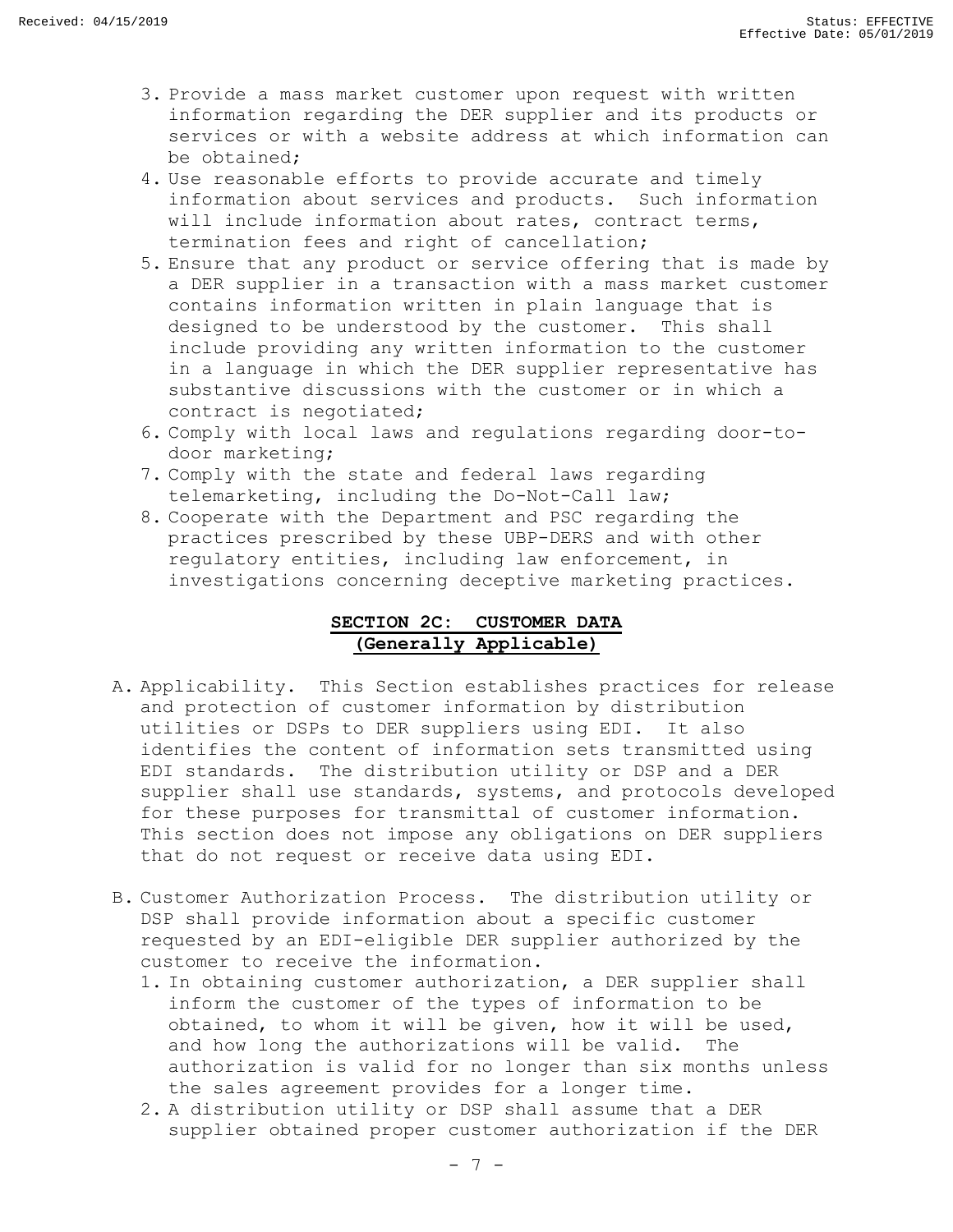3. Provide a mass market customer upon request with written information regarding the DER supplier and its products or services or with a website address at which information can be obtained;
4. Use reasonable efforts to provide accurate and timely information about services and products. Such information will include information about rates, contract terms, termination fees and right of cancellation;
5. Ensure that any product or service offering that is made by a DER supplier in a transaction with a mass market customer contains information written in plain language that is designed to be understood by the customer. This shall include providing any written information to the customer in a language in which the DER supplier representative has substantive discussions with the customer or in which a contract is negotiated;
6. Comply with local laws and regulations regarding door-to-door marketing;
7. Comply with the state and federal laws regarding telemarketing, including the Do-Not-Call law;
8. Cooperate with the Department and PSC regarding the practices prescribed by these UBP-DERS and with other regulatory entities, including law enforcement, in investigations concerning deceptive marketing practices.

## SECTION 2C: CUSTOMER DATA (Generally Applicable)

A. Applicability. This Section establishes practices for release and protection of customer information by distribution utilities or DSPs to DER suppliers using EDI. It also identifies the content of information sets transmitted using EDI standards. The distribution utility or DSP and a DER supplier shall use standards, systems, and protocols developed for these purposes for transmittal of customer information. This section does not impose any obligations on DER suppliers that do not request or receive data using EDI.

B. Customer Authorization Process. The distribution utility or DSP shall provide information about a specific customer requested by an EDI-eligible DER supplier authorized by the customer to receive the information.
   1. In obtaining customer authorization, a DER supplier shall inform the customer of the types of information to be obtained, to whom it will be given, how it will be used, and how long the authorizations will be valid. The authorization is valid for no longer than six months unless the sales agreement provides for a longer time.
   2. A distribution utility or DSP shall assume that a DER supplier obtained proper customer authorization if the DER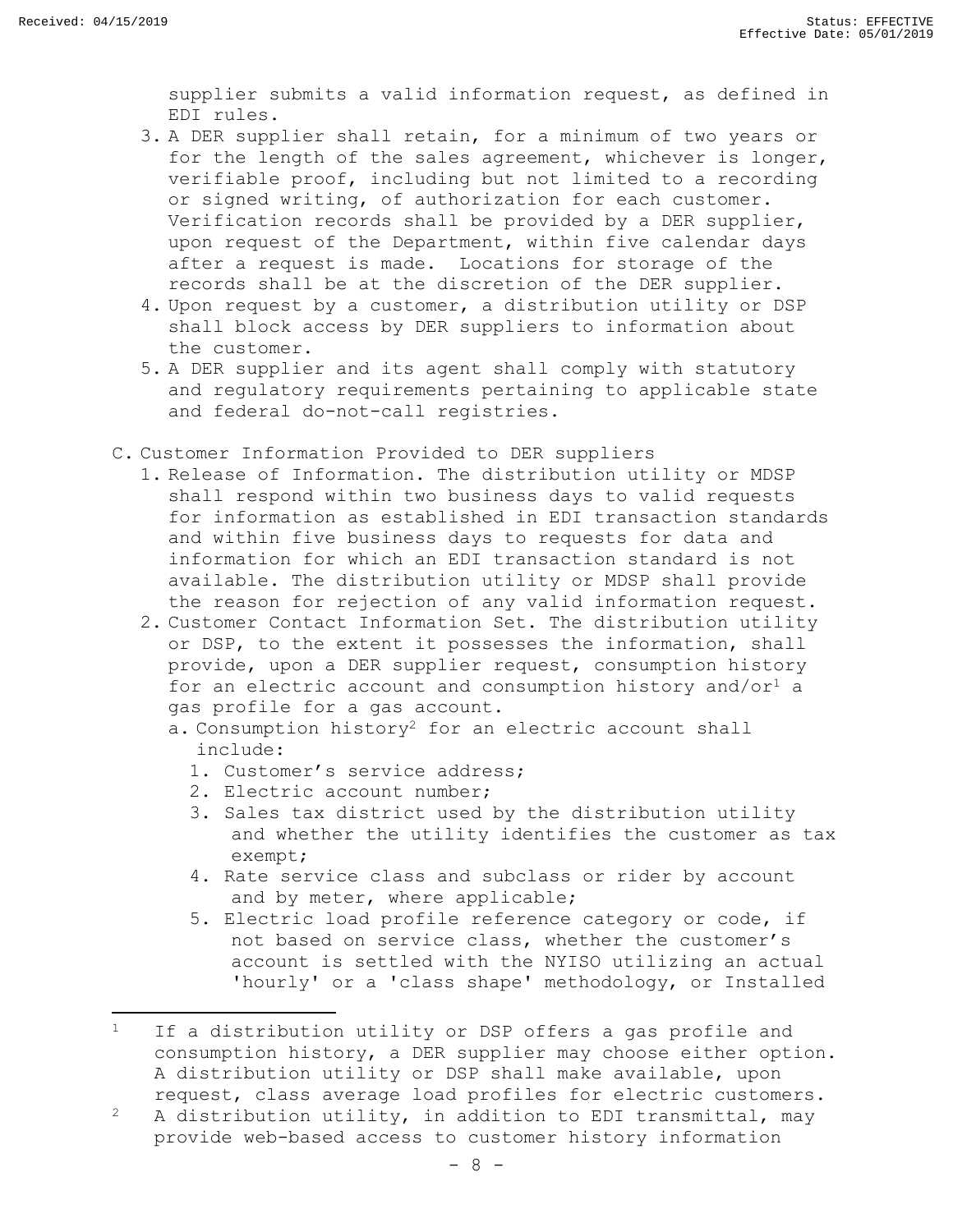supplier submits a valid information request, as defined in EDI rules.

3. A DER supplier shall retain, for a minimum of two years or for the length of the sales agreement, whichever is longer, verifiable proof, including but not limited to a recording or signed writing, of authorization for each customer. Verification records shall be provided by a DER supplier, upon request of the Department, within five calendar days after a request is made. Locations for storage of the records shall be at the discretion of the DER supplier.
4. Upon request by a customer, a distribution utility or DSP shall block access by DER suppliers to information about the customer.
5. A DER supplier and its agent shall comply with statutory and regulatory requirements pertaining to applicable state and federal do-not-call registries.

C. Customer Information Provided to DER suppliers

1. Release of Information. The distribution utility or MDSP shall respond within two business days to valid requests for information as established in EDI transaction standards and within five business days to requests for data and information for which an EDI transaction standard is not available. The distribution utility or MDSP shall provide the reason for rejection of any valid information request.
2. Customer Contact Information Set. The distribution utility or DSP, to the extent it possesses the information, shall provide, upon a DER supplier request, consumption history for an electric account and consumption history and/or[1] a gas profile for a gas account.
   a. Consumption history[2] for an electric account shall include:
      1. Customer's service address;
      2. Electric account number;
      3. Sales tax district used by the distribution utility and whether the utility identifies the customer as tax exempt;
      4. Rate service class and subclass or rider by account and by meter, where applicable;
      5. Electric load profile reference category or code, if not based on service class, whether the customer's account is settled with the NYISO utilizing an actual 'hourly' or a 'class shape' methodology, or Installed

---

[1] If a distribution utility or DSP offers a gas profile and consumption history, a DER supplier may choose either option. A distribution utility or DSP shall make available, upon request, class average load profiles for electric customers.

[2] A distribution utility, in addition to EDI transmittal, may provide web-based access to customer history information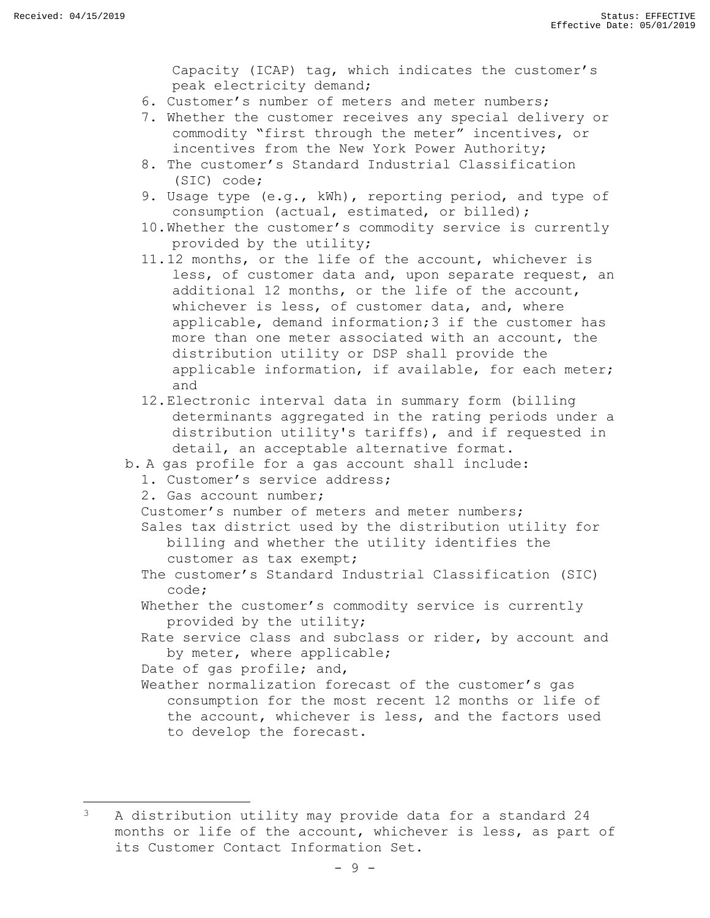Capacity (ICAP) tag, which indicates the customer's peak electricity demand;

6. Customer's number of meters and meter numbers;
7. Whether the customer receives any special delivery or commodity "first through the meter" incentives, or incentives from the New York Power Authority;
8. The customer's Standard Industrial Classification (SIC) code;
9. Usage type (e.g., kWh), reporting period, and type of consumption (actual, estimated, or billed);
10. Whether the customer's commodity service is currently provided by the utility;
11. 12 months, or the life of the account, whichever is less, of customer data and, upon separate request, an additional 12 months, or the life of the account, whichever is less, of customer data, and, where applicable, demand information;[3] if the customer has more than one meter associated with an account, the distribution utility or DSP shall provide the applicable information, if available, for each meter; and
12. Electronic interval data in summary form (billing determinants aggregated in the rating periods under a distribution utility's tariffs), and if requested in detail, an acceptable alternative format.

b. A gas profile for a gas account shall include:

1. Customer's service address;
2. Gas account number;

Customer's number of meters and meter numbers;

Sales tax district used by the distribution utility for billing and whether the utility identifies the customer as tax exempt;

The customer's Standard Industrial Classification (SIC) code;

Whether the customer's commodity service is currently provided by the utility;

Rate service class and subclass or rider, by account and by meter, where applicable;

Date of gas profile; and,

Weather normalization forecast of the customer's gas consumption for the most recent 12 months or life of the account, whichever is less, and the factors used to develop the forecast.

---

[3] A distribution utility may provide data for a standard 24 months or life of the account, whichever is less, as part of its Customer Contact Information Set.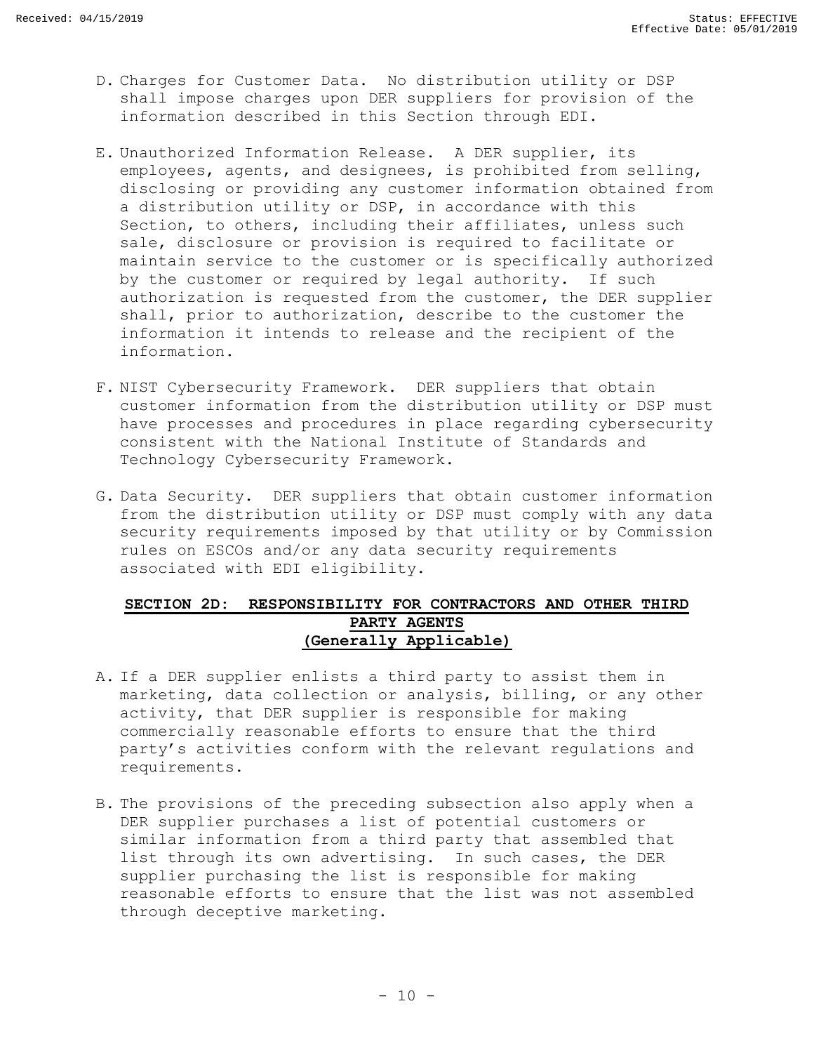D. Charges for Customer Data. No distribution utility or DSP shall impose charges upon DER suppliers for provision of the information described in this Section through EDI.

E. Unauthorized Information Release. A DER supplier, its employees, agents, and designees, is prohibited from selling, disclosing or providing any customer information obtained from a distribution utility or DSP, in accordance with this Section, to others, including their affiliates, unless such sale, disclosure or provision is required to facilitate or maintain service to the customer or is specifically authorized by the customer or required by legal authority. If such authorization is requested from the customer, the DER supplier shall, prior to authorization, describe to the customer the information it intends to release and the recipient of the information.

F. NIST Cybersecurity Framework. DER suppliers that obtain customer information from the distribution utility or DSP must have processes and procedures in place regarding cybersecurity consistent with the National Institute of Standards and Technology Cybersecurity Framework.

G. Data Security. DER suppliers that obtain customer information from the distribution utility or DSP must comply with any data security requirements imposed by that utility or by Commission rules on ESCOs and/or any data security requirements associated with EDI eligibility.

## SECTION 2D: RESPONSIBILITY FOR CONTRACTORS AND OTHER THIRD PARTY AGENTS (Generally Applicable)

A. If a DER supplier enlists a third party to assist them in marketing, data collection or analysis, billing, or any other activity, that DER supplier is responsible for making commercially reasonable efforts to ensure that the third party's activities conform with the relevant regulations and requirements.

B. The provisions of the preceding subsection also apply when a DER supplier purchases a list of potential customers or similar information from a third party that assembled that list through its own advertising. In such cases, the DER supplier purchasing the list is responsible for making reasonable efforts to ensure that the list was not assembled through deceptive marketing.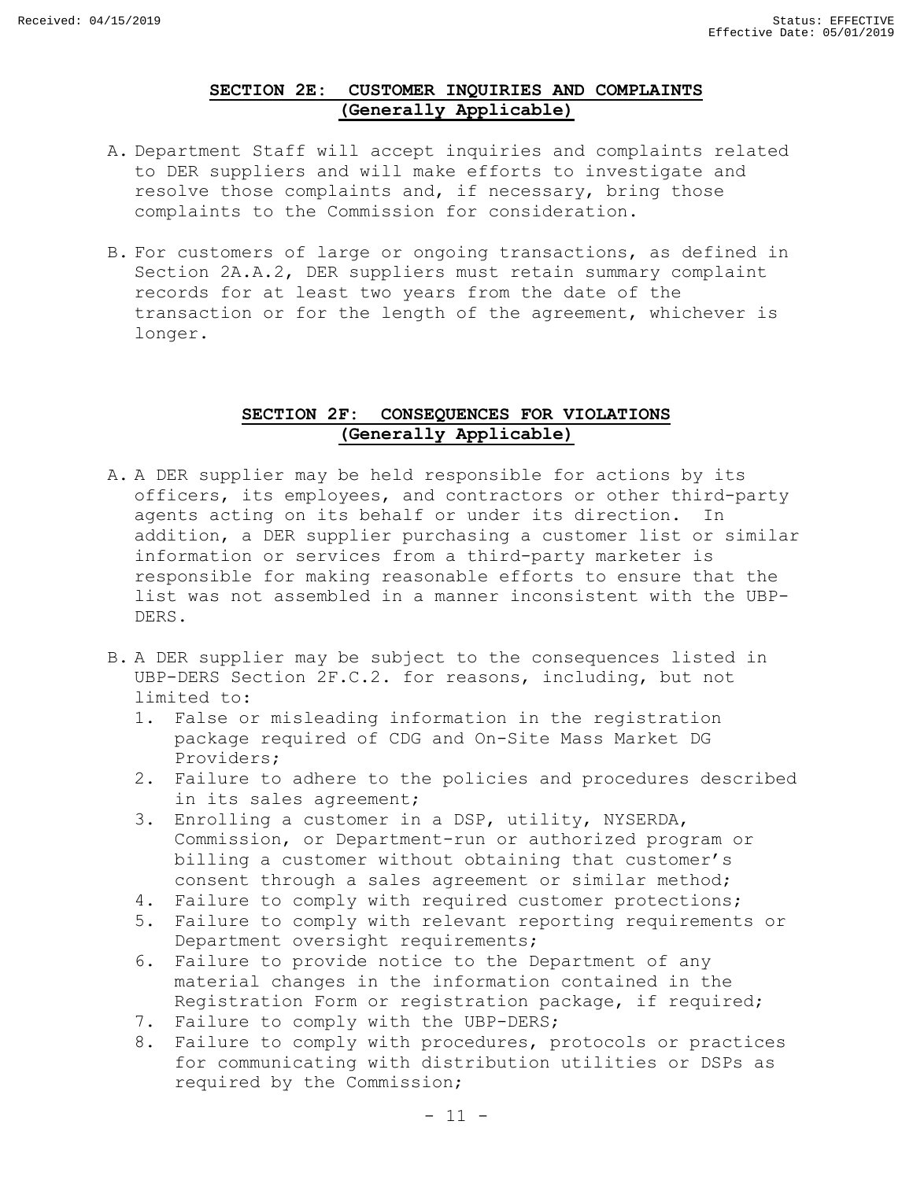## SECTION 2E: CUSTOMER INQUIRIES AND COMPLAINTS (Generally Applicable)

A. Department Staff will accept inquiries and complaints related to DER suppliers and will make efforts to investigate and resolve those complaints and, if necessary, bring those complaints to the Commission for consideration.

B. For customers of large or ongoing transactions, as defined in Section 2A.A.2, DER suppliers must retain summary complaint records for at least two years from the date of the transaction or for the length of the agreement, whichever is longer.

## SECTION 2F: CONSEQUENCES FOR VIOLATIONS (Generally Applicable)

A. A DER supplier may be held responsible for actions by its officers, its employees, and contractors or other third-party agents acting on its behalf or under its direction. In addition, a DER supplier purchasing a customer list or similar information or services from a third-party marketer is responsible for making reasonable efforts to ensure that the list was not assembled in a manner inconsistent with the UBP-DERS.

B. A DER supplier may be subject to the consequences listed in UBP-DERS Section 2F.C.2. for reasons, including, but not limited to:
   1. False or misleading information in the registration package required of CDG and On-Site Mass Market DG Providers;
   2. Failure to adhere to the policies and procedures described in its sales agreement;
   3. Enrolling a customer in a DSP, utility, NYSERDA, Commission, or Department-run or authorized program or billing a customer without obtaining that customer's consent through a sales agreement or similar method;
   4. Failure to comply with required customer protections;
   5. Failure to comply with relevant reporting requirements or Department oversight requirements;
   6. Failure to provide notice to the Department of any material changes in the information contained in the Registration Form or registration package, if required;
   7. Failure to comply with the UBP-DERS;
   8. Failure to comply with procedures, protocols or practices for communicating with distribution utilities or DSPs as required by the Commission;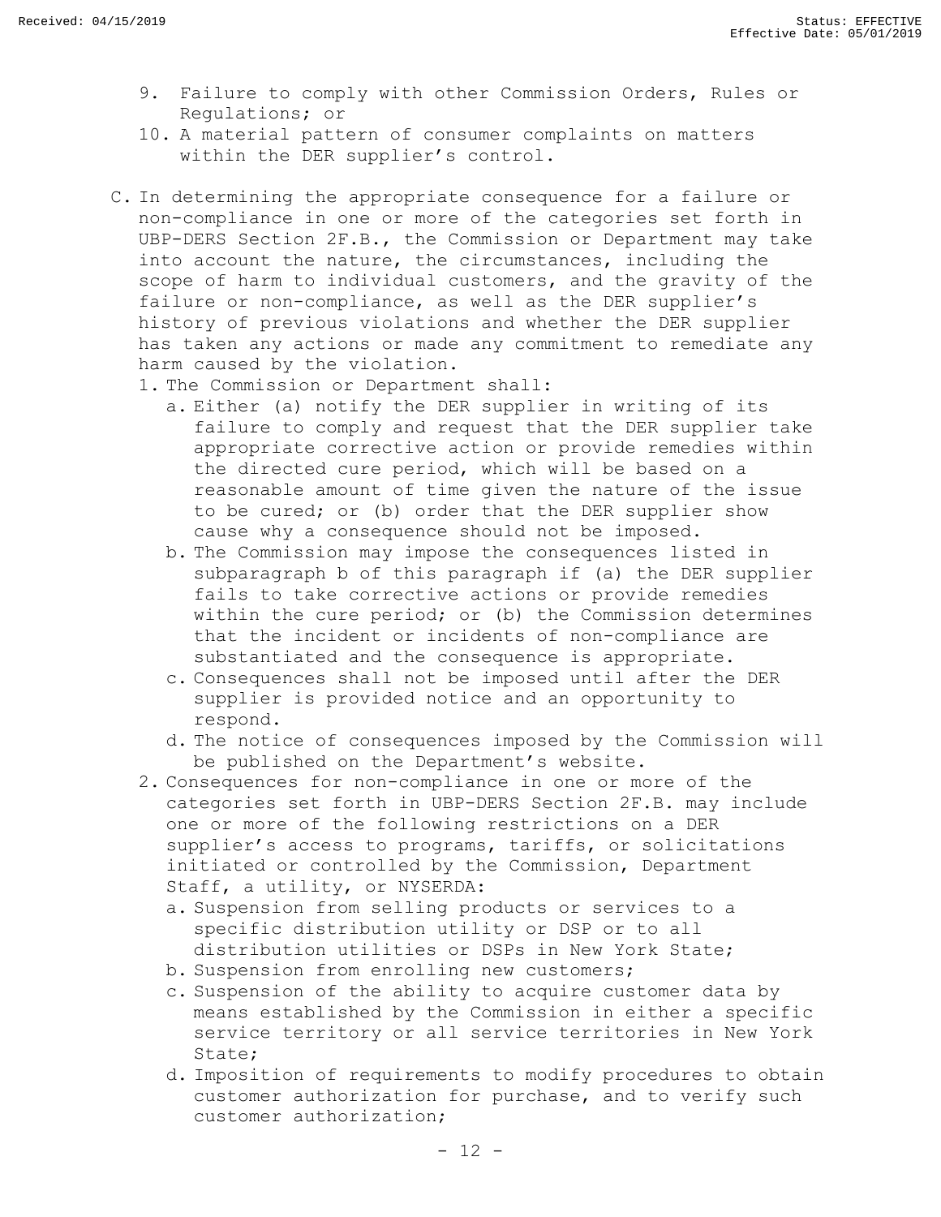9. Failure to comply with other Commission Orders, Rules or Regulations; or
10. A material pattern of consumer complaints on matters within the DER supplier's control.

C. In determining the appropriate consequence for a failure or non-compliance in one or more of the categories set forth in UBP-DERS Section 2F.B., the Commission or Department may take into account the nature, the circumstances, including the scope of harm to individual customers, and the gravity of the failure or non-compliance, as well as the DER supplier's history of previous violations and whether the DER supplier has taken any actions or made any commitment to remediate any harm caused by the violation.
   1. The Commission or Department shall:
      a. Either (a) notify the DER supplier in writing of its failure to comply and request that the DER supplier take appropriate corrective action or provide remedies within the directed cure period, which will be based on a reasonable amount of time given the nature of the issue to be cured; or (b) order that the DER supplier show cause why a consequence should not be imposed.
      b. The Commission may impose the consequences listed in subparagraph b of this paragraph if (a) the DER supplier fails to take corrective actions or provide remedies within the cure period; or (b) the Commission determines that the incident or incidents of non-compliance are substantiated and the consequence is appropriate.
      c. Consequences shall not be imposed until after the DER supplier is provided notice and an opportunity to respond.
      d. The notice of consequences imposed by the Commission will be published on the Department's website.
   2. Consequences for non-compliance in one or more of the categories set forth in UBP-DERS Section 2F.B. may include one or more of the following restrictions on a DER supplier's access to programs, tariffs, or solicitations initiated or controlled by the Commission, Department Staff, a utility, or NYSERDA:
      a. Suspension from selling products or services to a specific distribution utility or DSP or to all distribution utilities or DSPs in New York State;
      b. Suspension from enrolling new customers;
      c. Suspension of the ability to acquire customer data by means established by the Commission in either a specific service territory or all service territories in New York State;
      d. Imposition of requirements to modify procedures to obtain customer authorization for purchase, and to verify such customer authorization;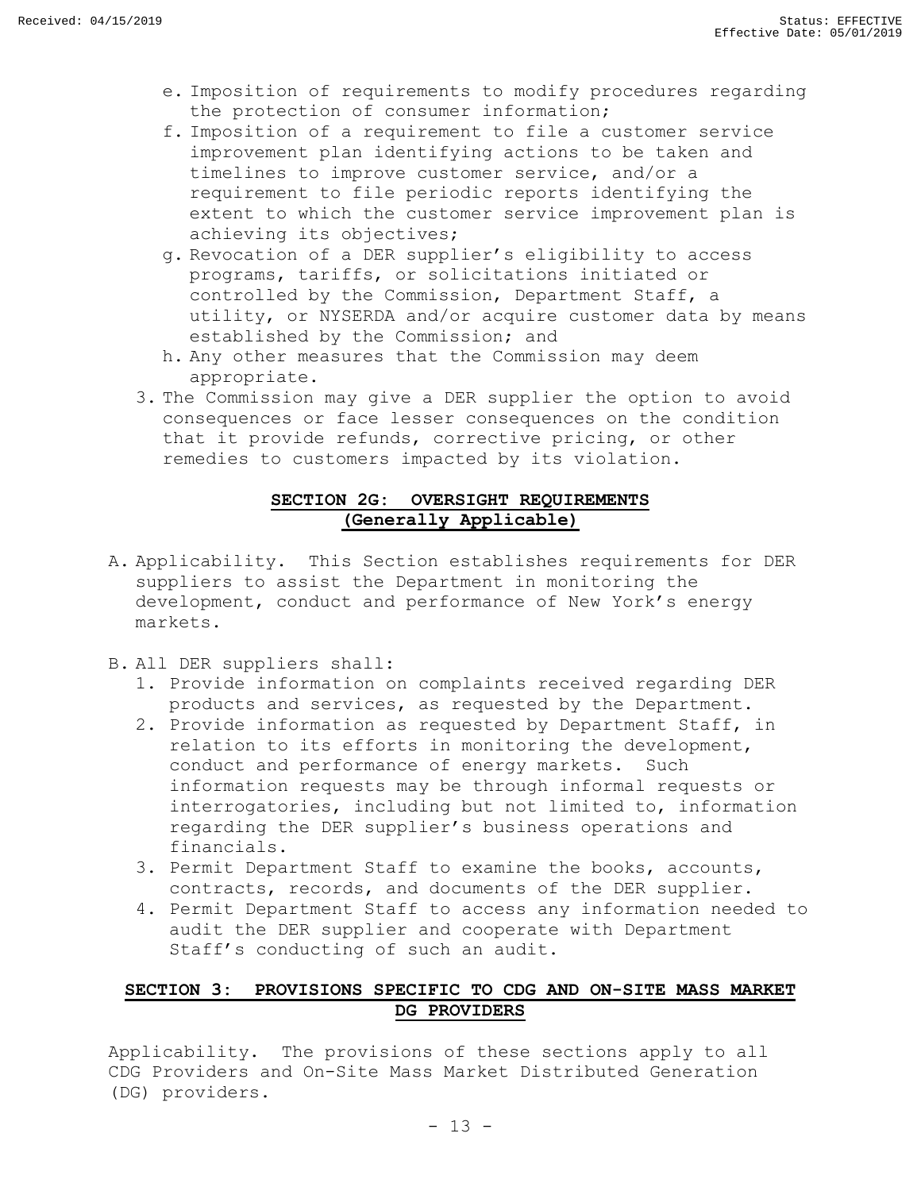e. Imposition of requirements to modify procedures regarding the protection of consumer information;
f. Imposition of a requirement to file a customer service improvement plan identifying actions to be taken and timelines to improve customer service, and/or a requirement to file periodic reports identifying the extent to which the customer service improvement plan is achieving its objectives;
g. Revocation of a DER supplier's eligibility to access programs, tariffs, or solicitations initiated or controlled by the Commission, Department Staff, a utility, or NYSERDA and/or acquire customer data by means established by the Commission; and
h. Any other measures that the Commission may deem appropriate.

3. The Commission may give a DER supplier the option to avoid consequences or face lesser consequences on the condition that it provide refunds, corrective pricing, or other remedies to customers impacted by its violation.

## SECTION 2G: OVERSIGHT REQUIREMENTS (Generally Applicable)

A. Applicability. This Section establishes requirements for DER suppliers to assist the Department in monitoring the development, conduct and performance of New York's energy markets.

B. All DER suppliers shall:
1. Provide information on complaints received regarding DER products and services, as requested by the Department.
2. Provide information as requested by Department Staff, in relation to its efforts in monitoring the development, conduct and performance of energy markets. Such information requests may be through informal requests or interrogatories, including but not limited to, information regarding the DER supplier's business operations and financials.
3. Permit Department Staff to examine the books, accounts, contracts, records, and documents of the DER supplier.
4. Permit Department Staff to access any information needed to audit the DER supplier and cooperate with Department Staff's conducting of such an audit.

## SECTION 3: PROVISIONS SPECIFIC TO CDG AND ON-SITE MASS MARKET DG PROVIDERS

Applicability. The provisions of these sections apply to all CDG Providers and On-Site Mass Market Distributed Generation (DG) providers.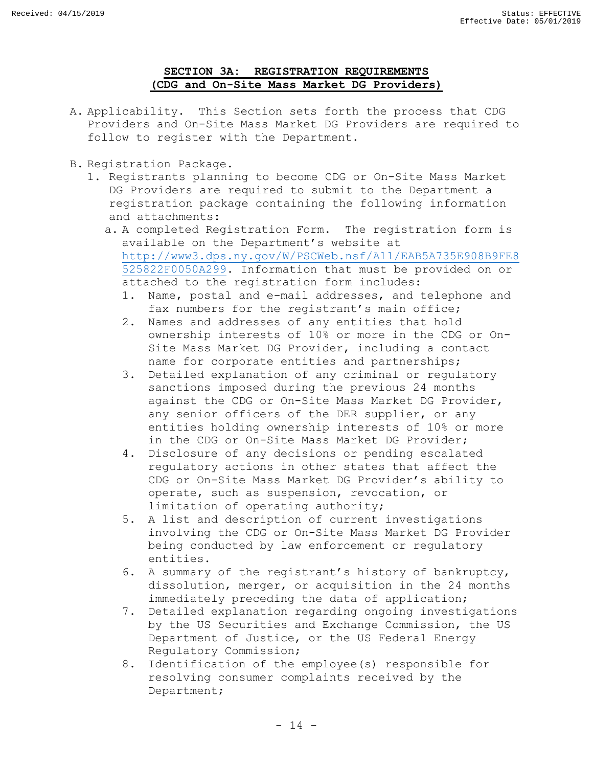## SECTION 3A: REGISTRATION REQUIREMENTS (CDG and On-Site Mass Market DG Providers)

A. Applicability. This Section sets forth the process that CDG Providers and On-Site Mass Market DG Providers are required to follow to register with the Department.

B. Registration Package.

1. Registrants planning to become CDG or On-Site Mass Market DG Providers are required to submit to the Department a registration package containing the following information and attachments:

   a. A completed Registration Form. The registration form is available on the Department's website at http://www3.dps.ny.gov/W/PSCWeb.nsf/All/EAB5A735E908B9FE8525822F0050A299. Information that must be provided on or attached to the registration form includes:

      1. Name, postal and e-mail addresses, and telephone and fax numbers for the registrant's main office;
      2. Names and addresses of any entities that hold ownership interests of 10% or more in the CDG or On-Site Mass Market DG Provider, including a contact name for corporate entities and partnerships;
      3. Detailed explanation of any criminal or regulatory sanctions imposed during the previous 24 months against the CDG or On-Site Mass Market DG Provider, any senior officers of the DER supplier, or any entities holding ownership interests of 10% or more in the CDG or On-Site Mass Market DG Provider;
      4. Disclosure of any decisions or pending escalated regulatory actions in other states that affect the CDG or On-Site Mass Market DG Provider's ability to operate, such as suspension, revocation, or limitation of operating authority;
      5. A list and description of current investigations involving the CDG or On-Site Mass Market DG Provider being conducted by law enforcement or regulatory entities.
      6. A summary of the registrant's history of bankruptcy, dissolution, merger, or acquisition in the 24 months immediately preceding the data of application;
      7. Detailed explanation regarding ongoing investigations by the US Securities and Exchange Commission, the US Department of Justice, or the US Federal Energy Regulatory Commission;
      8. Identification of the employee(s) responsible for resolving consumer complaints received by the Department;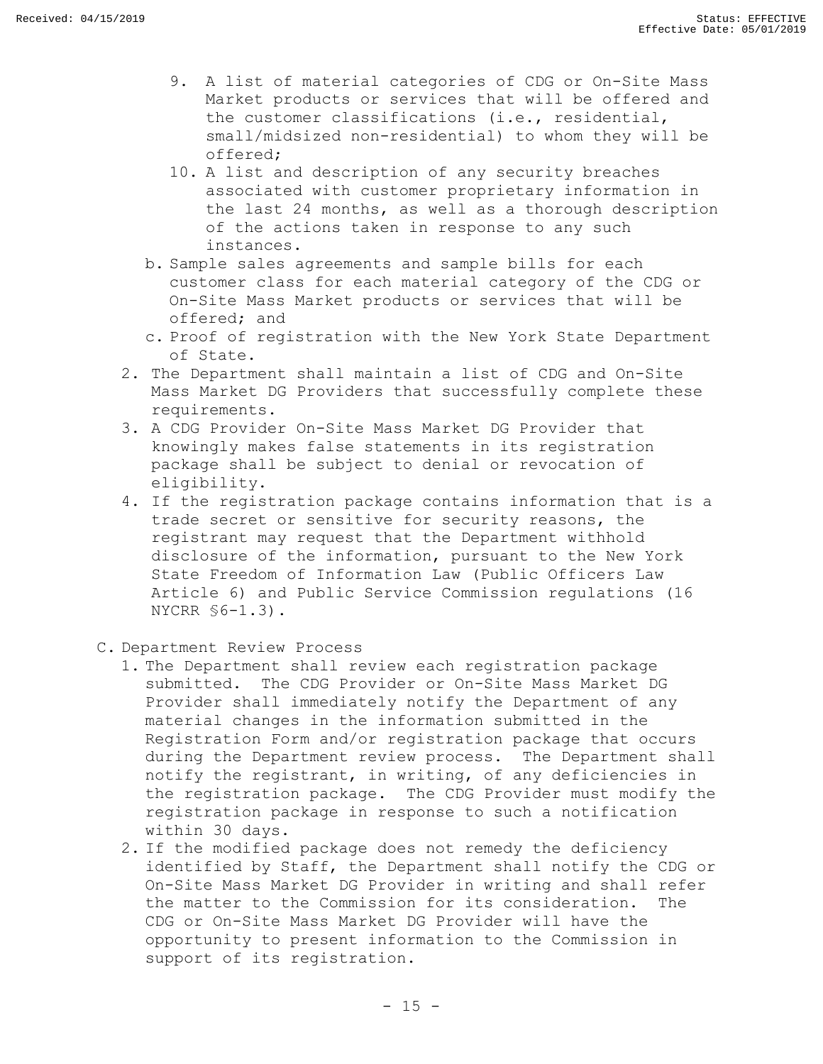9. A list of material categories of CDG or On-Site Mass Market products or services that will be offered and the customer classifications (i.e., residential, small/midsized non-residential) to whom they will be offered;
10. A list and description of any security breaches associated with customer proprietary information in the last 24 months, as well as a thorough description of the actions taken in response to any such instances.

b. Sample sales agreements and sample bills for each customer class for each material category of the CDG or On-Site Mass Market products or services that will be offered; and
c. Proof of registration with the New York State Department of State.

2. The Department shall maintain a list of CDG and On-Site Mass Market DG Providers that successfully complete these requirements.
3. A CDG Provider On-Site Mass Market DG Provider that knowingly makes false statements in its registration package shall be subject to denial or revocation of eligibility.
4. If the registration package contains information that is a trade secret or sensitive for security reasons, the registrant may request that the Department withhold disclosure of the information, pursuant to the New York State Freedom of Information Law (Public Officers Law Article 6) and Public Service Commission regulations (16 NYCRR §6-1.3).

C. Department Review Process

1. The Department shall review each registration package submitted. The CDG Provider or On-Site Mass Market DG Provider shall immediately notify the Department of any material changes in the information submitted in the Registration Form and/or registration package that occurs during the Department review process. The Department shall notify the registrant, in writing, of any deficiencies in the registration package. The CDG Provider must modify the registration package in response to such a notification within 30 days.
2. If the modified package does not remedy the deficiency identified by Staff, the Department shall notify the CDG or On-Site Mass Market DG Provider in writing and shall refer the matter to the Commission for its consideration. The CDG or On-Site Mass Market DG Provider will have the opportunity to present information to the Commission in support of its registration.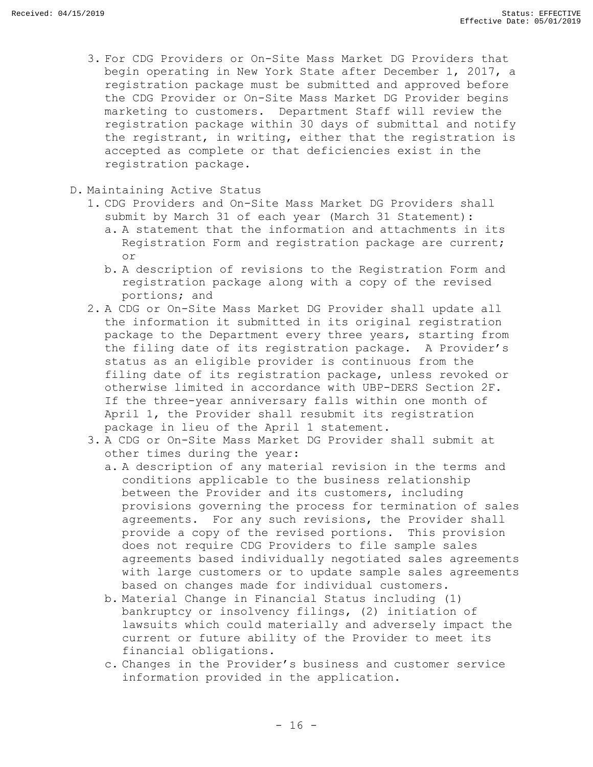3. For CDG Providers or On-Site Mass Market DG Providers that begin operating in New York State after December 1, 2017, a registration package must be submitted and approved before the CDG Provider or On-Site Mass Market DG Provider begins marketing to customers. Department Staff will review the registration package within 30 days of submittal and notify the registrant, in writing, either that the registration is accepted as complete or that deficiencies exist in the registration package.

D. Maintaining Active Status

1. CDG Providers and On-Site Mass Market DG Providers shall submit by March 31 of each year (March 31 Statement):
   a. A statement that the information and attachments in its Registration Form and registration package are current; or
   b. A description of revisions to the Registration Form and registration package along with a copy of the revised portions; and
2. A CDG or On-Site Mass Market DG Provider shall update all the information it submitted in its original registration package to the Department every three years, starting from the filing date of its registration package. A Provider's status as an eligible provider is continuous from the filing date of its registration package, unless revoked or otherwise limited in accordance with UBP-DERS Section 2F. If the three-year anniversary falls within one month of April 1, the Provider shall resubmit its registration package in lieu of the April 1 statement.
3. A CDG or On-Site Mass Market DG Provider shall submit at other times during the year:
   a. A description of any material revision in the terms and conditions applicable to the business relationship between the Provider and its customers, including provisions governing the process for termination of sales agreements. For any such revisions, the Provider shall provide a copy of the revised portions. This provision does not require CDG Providers to file sample sales agreements based individually negotiated sales agreements with large customers or to update sample sales agreements based on changes made for individual customers.
   b. Material Change in Financial Status including (1) bankruptcy or insolvency filings, (2) initiation of lawsuits which could materially and adversely impact the current or future ability of the Provider to meet its financial obligations.
   c. Changes in the Provider's business and customer service information provided in the application.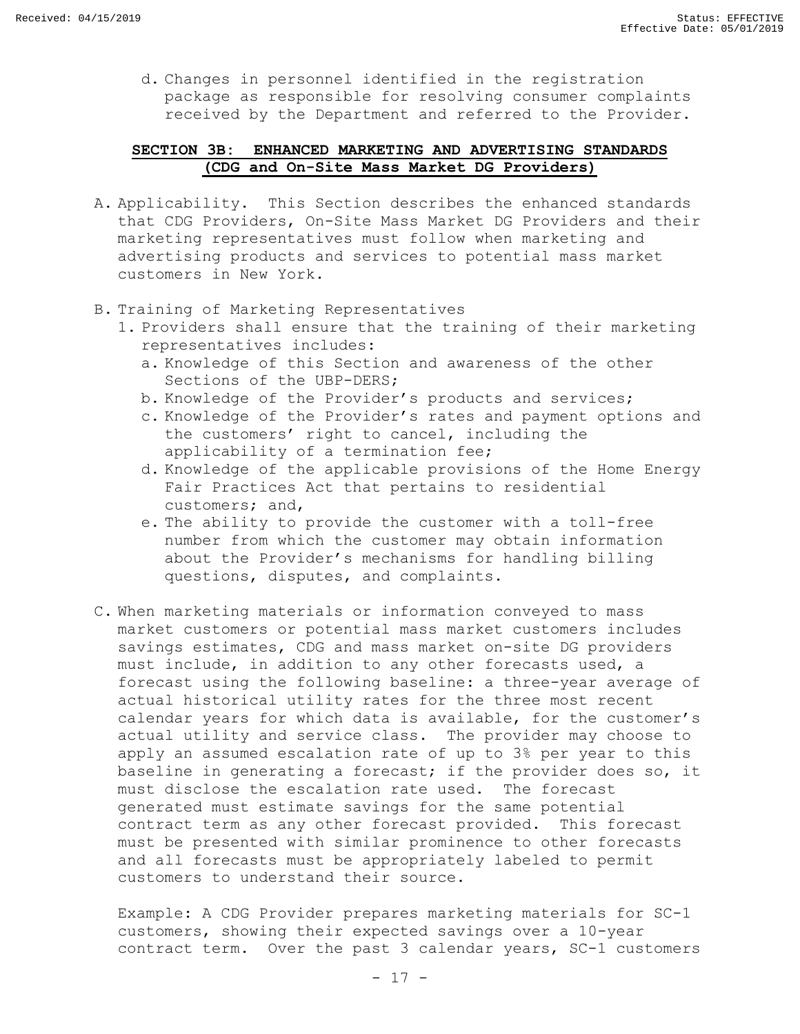d. Changes in personnel identified in the registration package as responsible for resolving consumer complaints received by the Department and referred to the Provider.

## SECTION 3B: ENHANCED MARKETING AND ADVERTISING STANDARDS (CDG and On-Site Mass Market DG Providers)

A. Applicability. This Section describes the enhanced standards that CDG Providers, On-Site Mass Market DG Providers and their marketing representatives must follow when marketing and advertising products and services to potential mass market customers in New York.

B. Training of Marketing Representatives
   1. Providers shall ensure that the training of their marketing representatives includes:
      a. Knowledge of this Section and awareness of the other Sections of the UBP-DERS;
      b. Knowledge of the Provider's products and services;
      c. Knowledge of the Provider's rates and payment options and the customers' right to cancel, including the applicability of a termination fee;
      d. Knowledge of the applicable provisions of the Home Energy Fair Practices Act that pertains to residential customers; and,
      e. The ability to provide the customer with a toll-free number from which the customer may obtain information about the Provider's mechanisms for handling billing questions, disputes, and complaints.

C. When marketing materials or information conveyed to mass market customers or potential mass market customers includes savings estimates, CDG and mass market on-site DG providers must include, in addition to any other forecasts used, a forecast using the following baseline: a three-year average of actual historical utility rates for the three most recent calendar years for which data is available, for the customer's actual utility and service class. The provider may choose to apply an assumed escalation rate of up to 3% per year to this baseline in generating a forecast; if the provider does so, it must disclose the escalation rate used. The forecast generated must estimate savings for the same potential contract term as any other forecast provided. This forecast must be presented with similar prominence to other forecasts and all forecasts must be appropriately labeled to permit customers to understand their source.

   Example: A CDG Provider prepares marketing materials for SC-1 customers, showing their expected savings over a 10-year contract term. Over the past 3 calendar years, SC-1 customers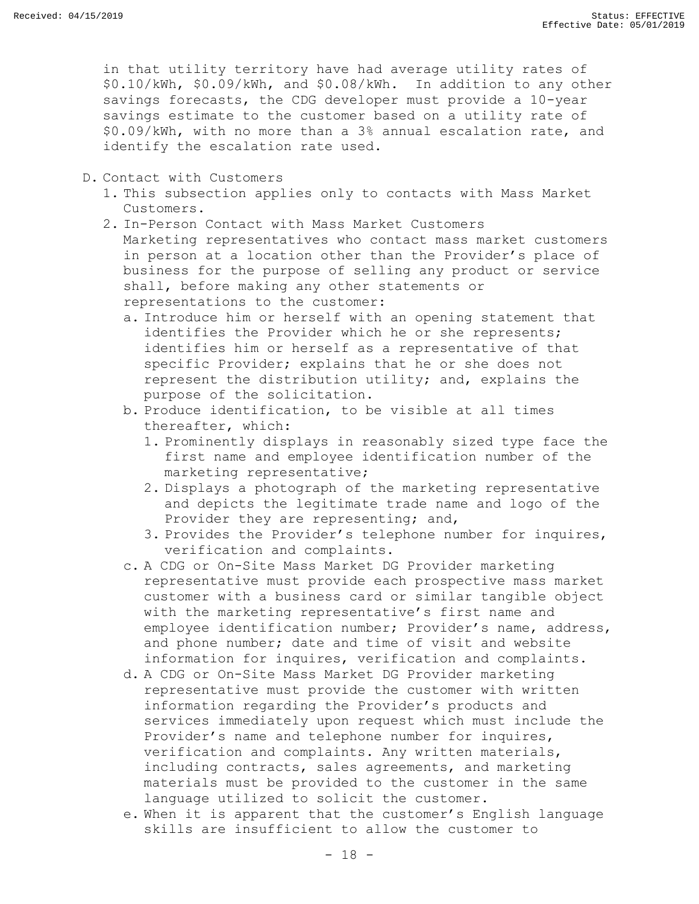in that utility territory have had average utility rates of $0.10/kWh, $0.09/kWh, and $0.08/kWh. In addition to any other savings forecasts, the CDG developer must provide a 10-year savings estimate to the customer based on a utility rate of $0.09/kWh, with no more than a 3% annual escalation rate, and identify the escalation rate used.

D. Contact with Customers

1. This subsection applies only to contacts with Mass Market Customers.
2. In-Person Contact with Mass Market Customers
   Marketing representatives who contact mass market customers in person at a location other than the Provider's place of business for the purpose of selling any product or service shall, before making any other statements or representations to the customer:
   a. Introduce him or herself with an opening statement that identifies the Provider which he or she represents; identifies him or herself as a representative of that specific Provider; explains that he or she does not represent the distribution utility; and, explains the purpose of the solicitation.
   b. Produce identification, to be visible at all times thereafter, which:
      1. Prominently displays in reasonably sized type face the first name and employee identification number of the marketing representative;
      2. Displays a photograph of the marketing representative and depicts the legitimate trade name and logo of the Provider they are representing; and,
      3. Provides the Provider's telephone number for inquires, verification and complaints.
   c. A CDG or On-Site Mass Market DG Provider marketing representative must provide each prospective mass market customer with a business card or similar tangible object with the marketing representative's first name and employee identification number; Provider's name, address, and phone number; date and time of visit and website information for inquires, verification and complaints.
   d. A CDG or On-Site Mass Market DG Provider marketing representative must provide the customer with written information regarding the Provider's products and services immediately upon request which must include the Provider's name and telephone number for inquires, verification and complaints. Any written materials, including contracts, sales agreements, and marketing materials must be provided to the customer in the same language utilized to solicit the customer.
   e. When it is apparent that the customer's English language skills are insufficient to allow the customer to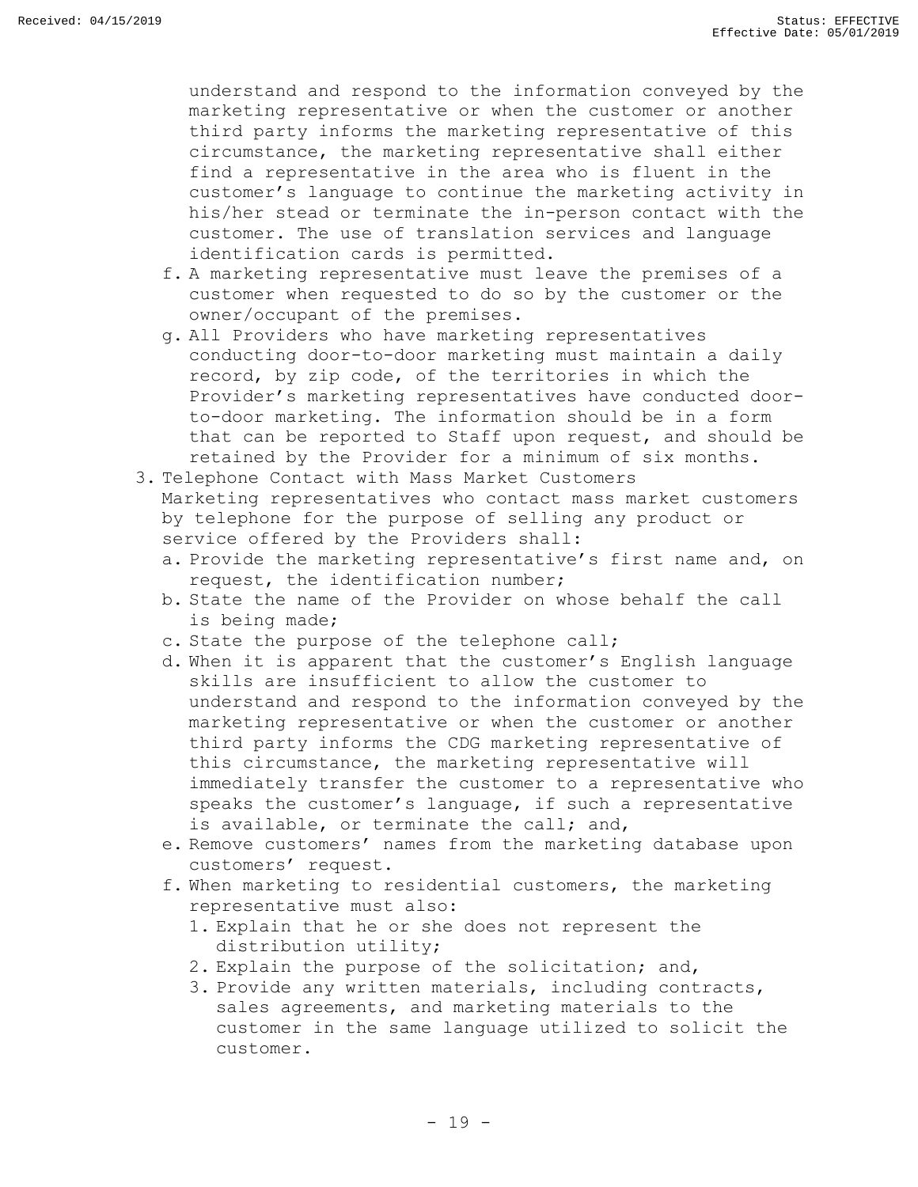understand and respond to the information conveyed by the marketing representative or when the customer or another third party informs the marketing representative of this circumstance, the marketing representative shall either find a representative in the area who is fluent in the customer's language to continue the marketing activity in his/her stead or terminate the in-person contact with the customer. The use of translation services and language identification cards is permitted.

f. A marketing representative must leave the premises of a customer when requested to do so by the customer or the owner/occupant of the premises.

g. All Providers who have marketing representatives conducting door-to-door marketing must maintain a daily record, by zip code, of the territories in which the Provider's marketing representatives have conducted door-to-door marketing. The information should be in a form that can be reported to Staff upon request, and should be retained by the Provider for a minimum of six months.

3. Telephone Contact with Mass Market Customers

   Marketing representatives who contact mass market customers by telephone for the purpose of selling any product or service offered by the Providers shall:

   a. Provide the marketing representative's first name and, on request, the identification number;
   b. State the name of the Provider on whose behalf the call is being made;
   c. State the purpose of the telephone call;
   d. When it is apparent that the customer's English language skills are insufficient to allow the customer to understand and respond to the information conveyed by the marketing representative or when the customer or another third party informs the CDG marketing representative of this circumstance, the marketing representative will immediately transfer the customer to a representative who speaks the customer's language, if such a representative is available, or terminate the call; and,
   e. Remove customers' names from the marketing database upon customers' request.
   f. When marketing to residential customers, the marketing representative must also:
      1. Explain that he or she does not represent the distribution utility;
      2. Explain the purpose of the solicitation; and,
      3. Provide any written materials, including contracts, sales agreements, and marketing materials to the customer in the same language utilized to solicit the customer.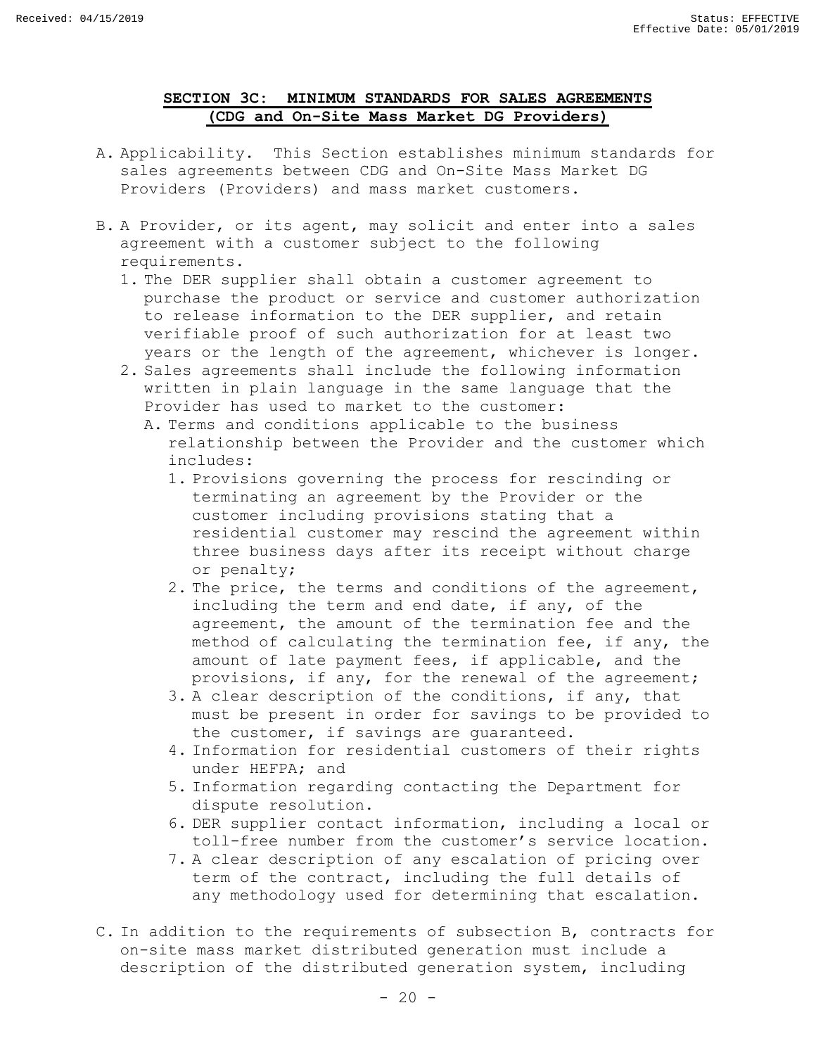## SECTION 3C: MINIMUM STANDARDS FOR SALES AGREEMENTS (CDG and On-Site Mass Market DG Providers)

A. Applicability. This Section establishes minimum standards for sales agreements between CDG and On-Site Mass Market DG Providers (Providers) and mass market customers.

B. A Provider, or its agent, may solicit and enter into a sales agreement with a customer subject to the following requirements.
   1. The DER supplier shall obtain a customer agreement to purchase the product or service and customer authorization to release information to the DER supplier, and retain verifiable proof of such authorization for at least two years or the length of the agreement, whichever is longer.
   2. Sales agreements shall include the following information written in plain language in the same language that the Provider has used to market to the customer:
      A. Terms and conditions applicable to the business relationship between the Provider and the customer which includes:
         1. Provisions governing the process for rescinding or terminating an agreement by the Provider or the customer including provisions stating that a residential customer may rescind the agreement within three business days after its receipt without charge or penalty;
         2. The price, the terms and conditions of the agreement, including the term and end date, if any, of the agreement, the amount of the termination fee and the method of calculating the termination fee, if any, the amount of late payment fees, if applicable, and the provisions, if any, for the renewal of the agreement;
         3. A clear description of the conditions, if any, that must be present in order for savings to be provided to the customer, if savings are guaranteed.
         4. Information for residential customers of their rights under HEFPA; and
         5. Information regarding contacting the Department for dispute resolution.
         6. DER supplier contact information, including a local or toll-free number from the customer's service location.
         7. A clear description of any escalation of pricing over term of the contract, including the full details of any methodology used for determining that escalation.

C. In addition to the requirements of subsection B, contracts for on-site mass market distributed generation must include a description of the distributed generation system, including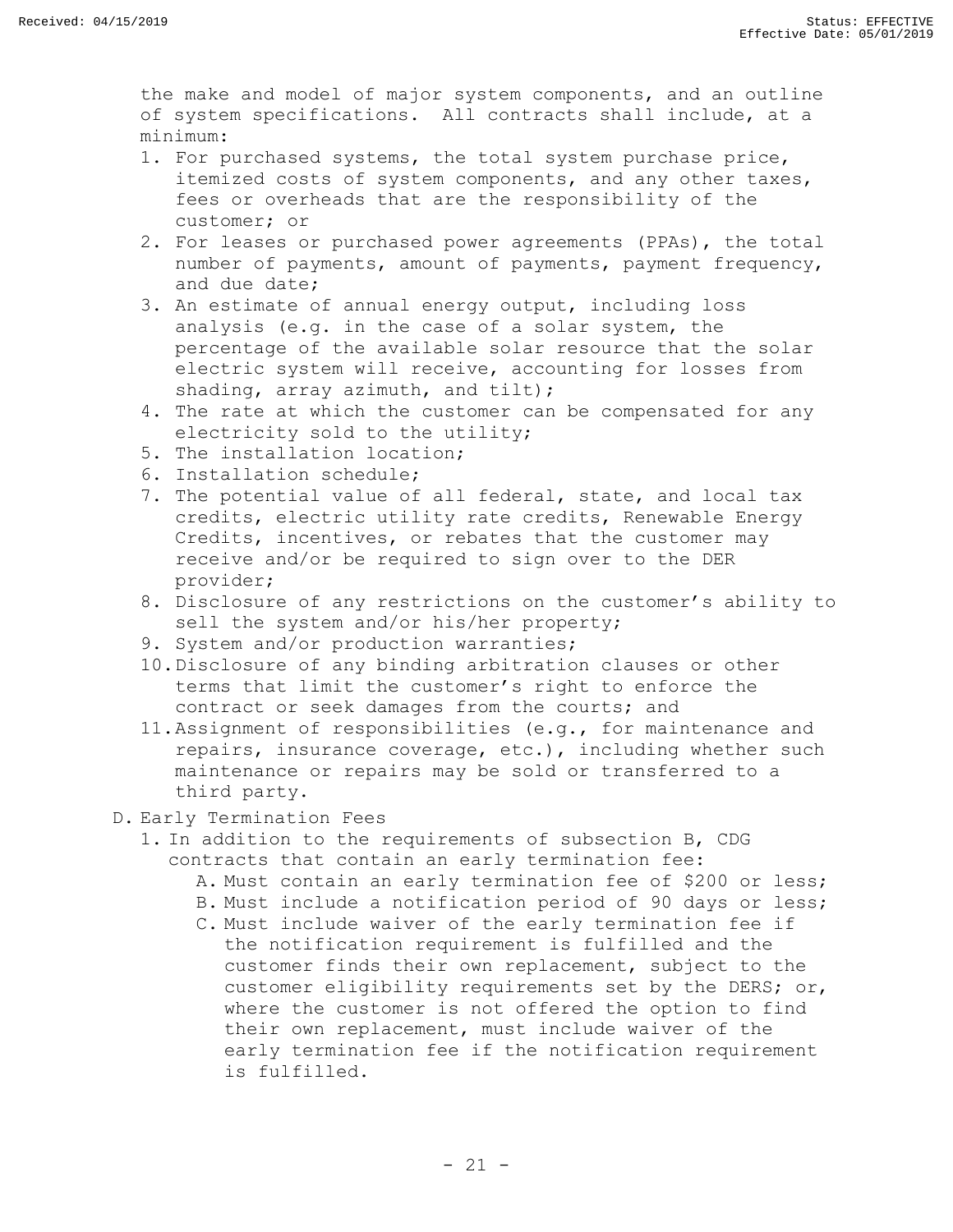the make and model of major system components, and an outline of system specifications. All contracts shall include, at a minimum:

1. For purchased systems, the total system purchase price, itemized costs of system components, and any other taxes, fees or overheads that are the responsibility of the customer; or
2. For leases or purchased power agreements (PPAs), the total number of payments, amount of payments, payment frequency, and due date;
3. An estimate of annual energy output, including loss analysis (e.g. in the case of a solar system, the percentage of the available solar resource that the solar electric system will receive, accounting for losses from shading, array azimuth, and tilt);
4. The rate at which the customer can be compensated for any electricity sold to the utility;
5. The installation location;
6. Installation schedule;
7. The potential value of all federal, state, and local tax credits, electric utility rate credits, Renewable Energy Credits, incentives, or rebates that the customer may receive and/or be required to sign over to the DER provider;
8. Disclosure of any restrictions on the customer's ability to sell the system and/or his/her property;
9. System and/or production warranties;
10. Disclosure of any binding arbitration clauses or other terms that limit the customer's right to enforce the contract or seek damages from the courts; and
11. Assignment of responsibilities (e.g., for maintenance and repairs, insurance coverage, etc.), including whether such maintenance or repairs may be sold or transferred to a third party.

D. Early Termination Fees

1. In addition to the requirements of subsection B, CDG contracts that contain an early termination fee:
   A. Must contain an early termination fee of $200 or less;
   B. Must include a notification period of 90 days or less;
   C. Must include waiver of the early termination fee if the notification requirement is fulfilled and the customer finds their own replacement, subject to the customer eligibility requirements set by the DERS; or, where the customer is not offered the option to find their own replacement, must include waiver of the early termination fee if the notification requirement is fulfilled.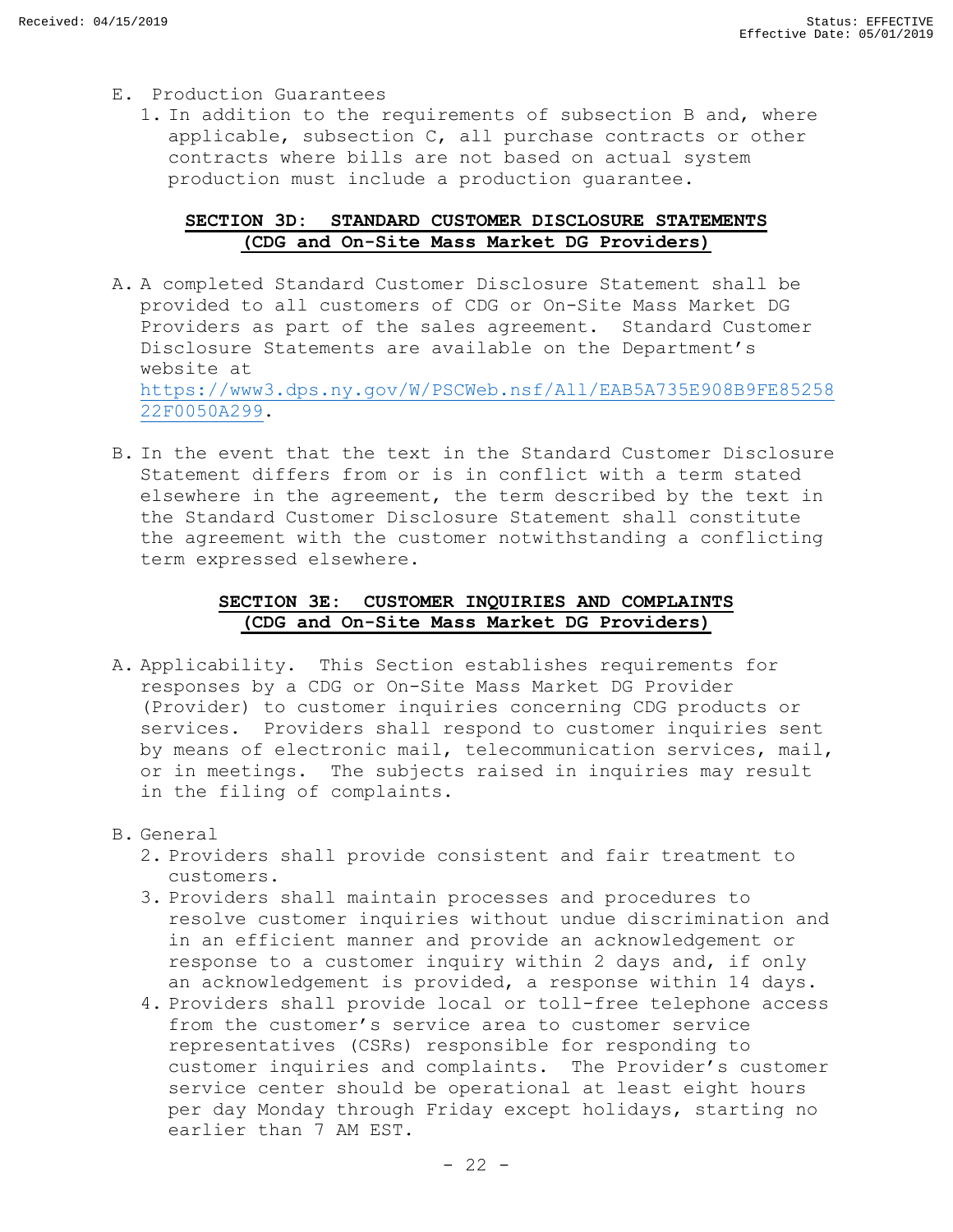E. Production Guarantees

1. In addition to the requirements of subsection B and, where applicable, subsection C, all purchase contracts or other contracts where bills are not based on actual system production must include a production guarantee.

## SECTION 3D: STANDARD CUSTOMER DISCLOSURE STATEMENTS (CDG and On-Site Mass Market DG Providers)

A. A completed Standard Customer Disclosure Statement shall be provided to all customers of CDG or On-Site Mass Market DG Providers as part of the sales agreement. Standard Customer Disclosure Statements are available on the Department's website at https://www3.dps.ny.gov/W/PSCWeb.nsf/All/EAB5A735E908B9FE8525822F0050A299.

B. In the event that the text in the Standard Customer Disclosure Statement differs from or is in conflict with a term stated elsewhere in the agreement, the term described by the text in the Standard Customer Disclosure Statement shall constitute the agreement with the customer notwithstanding a conflicting term expressed elsewhere.

## SECTION 3E: CUSTOMER INQUIRIES AND COMPLAINTS (CDG and On-Site Mass Market DG Providers)

A. Applicability. This Section establishes requirements for responses by a CDG or On-Site Mass Market DG Provider (Provider) to customer inquiries concerning CDG products or services. Providers shall respond to customer inquiries sent by means of electronic mail, telecommunication services, mail, or in meetings. The subjects raised in inquiries may result in the filing of complaints.

B. General

2. Providers shall provide consistent and fair treatment to customers.
3. Providers shall maintain processes and procedures to resolve customer inquiries without undue discrimination and in an efficient manner and provide an acknowledgement or response to a customer inquiry within 2 days and, if only an acknowledgement is provided, a response within 14 days.
4. Providers shall provide local or toll-free telephone access from the customer's service area to customer service representatives (CSRs) responsible for responding to customer inquiries and complaints. The Provider's customer service center should be operational at least eight hours per day Monday through Friday except holidays, starting no earlier than 7 AM EST.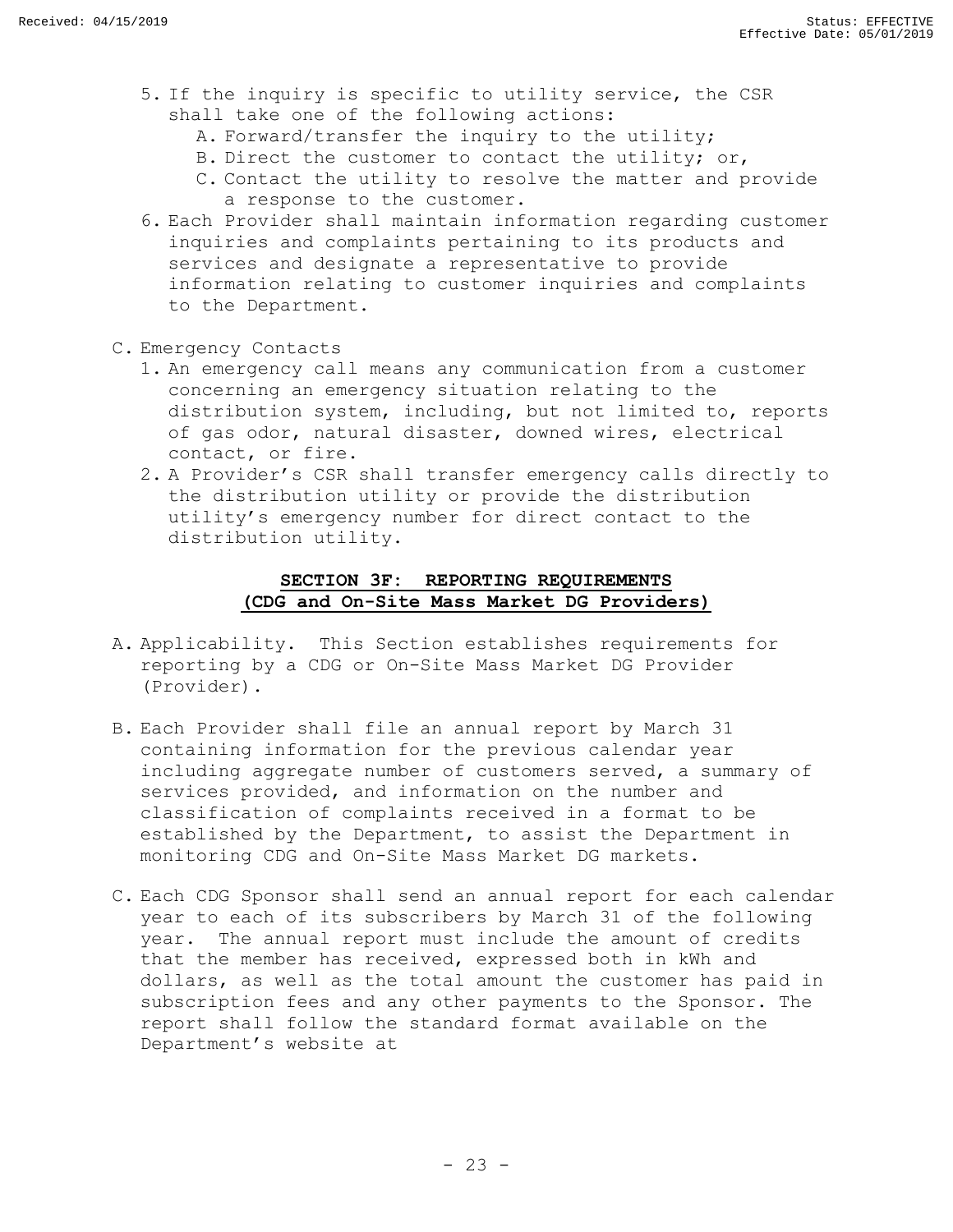5. If the inquiry is specific to utility service, the CSR shall take one of the following actions:
   A. Forward/transfer the inquiry to the utility;
   B. Direct the customer to contact the utility; or,
   C. Contact the utility to resolve the matter and provide a response to the customer.
6. Each Provider shall maintain information regarding customer inquiries and complaints pertaining to its products and services and designate a representative to provide information relating to customer inquiries and complaints to the Department.

C. Emergency Contacts
   1. An emergency call means any communication from a customer concerning an emergency situation relating to the distribution system, including, but not limited to, reports of gas odor, natural disaster, downed wires, electrical contact, or fire.
   2. A Provider's CSR shall transfer emergency calls directly to the distribution utility or provide the distribution utility's emergency number for direct contact to the distribution utility.

## SECTION 3F: REPORTING REQUIREMENTS (CDG and On-Site Mass Market DG Providers)

A. Applicability. This Section establishes requirements for reporting by a CDG or On-Site Mass Market DG Provider (Provider).

B. Each Provider shall file an annual report by March 31 containing information for the previous calendar year including aggregate number of customers served, a summary of services provided, and information on the number and classification of complaints received in a format to be established by the Department, to assist the Department in monitoring CDG and On-Site Mass Market DG markets.

C. Each CDG Sponsor shall send an annual report for each calendar year to each of its subscribers by March 31 of the following year. The annual report must include the amount of credits that the member has received, expressed both in kWh and dollars, as well as the total amount the customer has paid in subscription fees and any other payments to the Sponsor. The report shall follow the standard format available on the Department's website at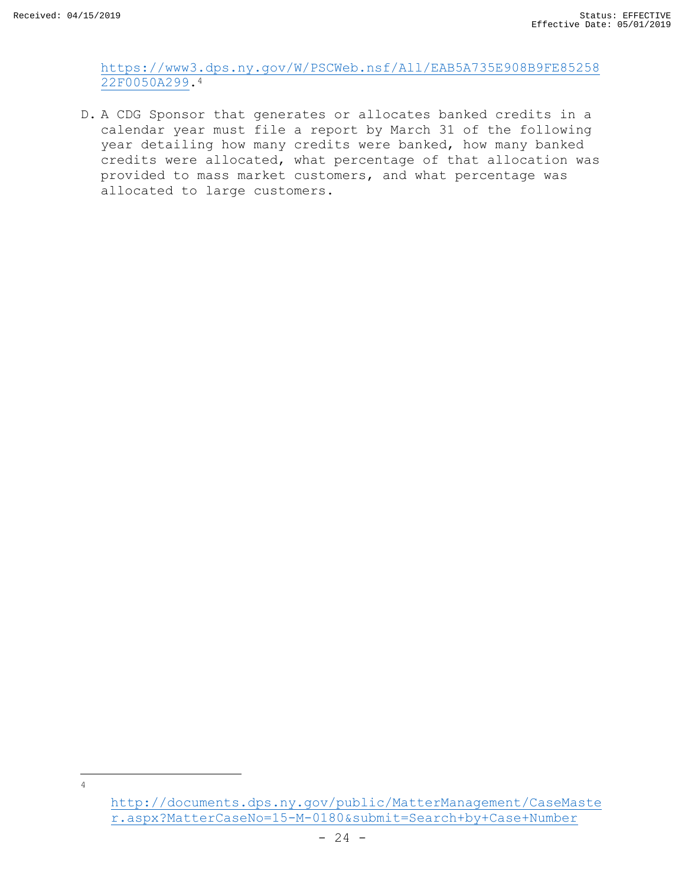https://www3.dps.ny.gov/W/PSCWeb.nsf/All/EAB5A735E908B9FE8525822F0050A299.[4]

D. A CDG Sponsor that generates or allocates banked credits in a calendar year must file a report by March 31 of the following year detailing how many credits were banked, how many banked credits were allocated, what percentage of that allocation was provided to mass market customers, and what percentage was allocated to large customers.

---

[4] http://documents.dps.ny.gov/public/MatterManagement/CaseMaster.aspx?MatterCaseNo=15-M-0180&submit=Search+by+Case+Number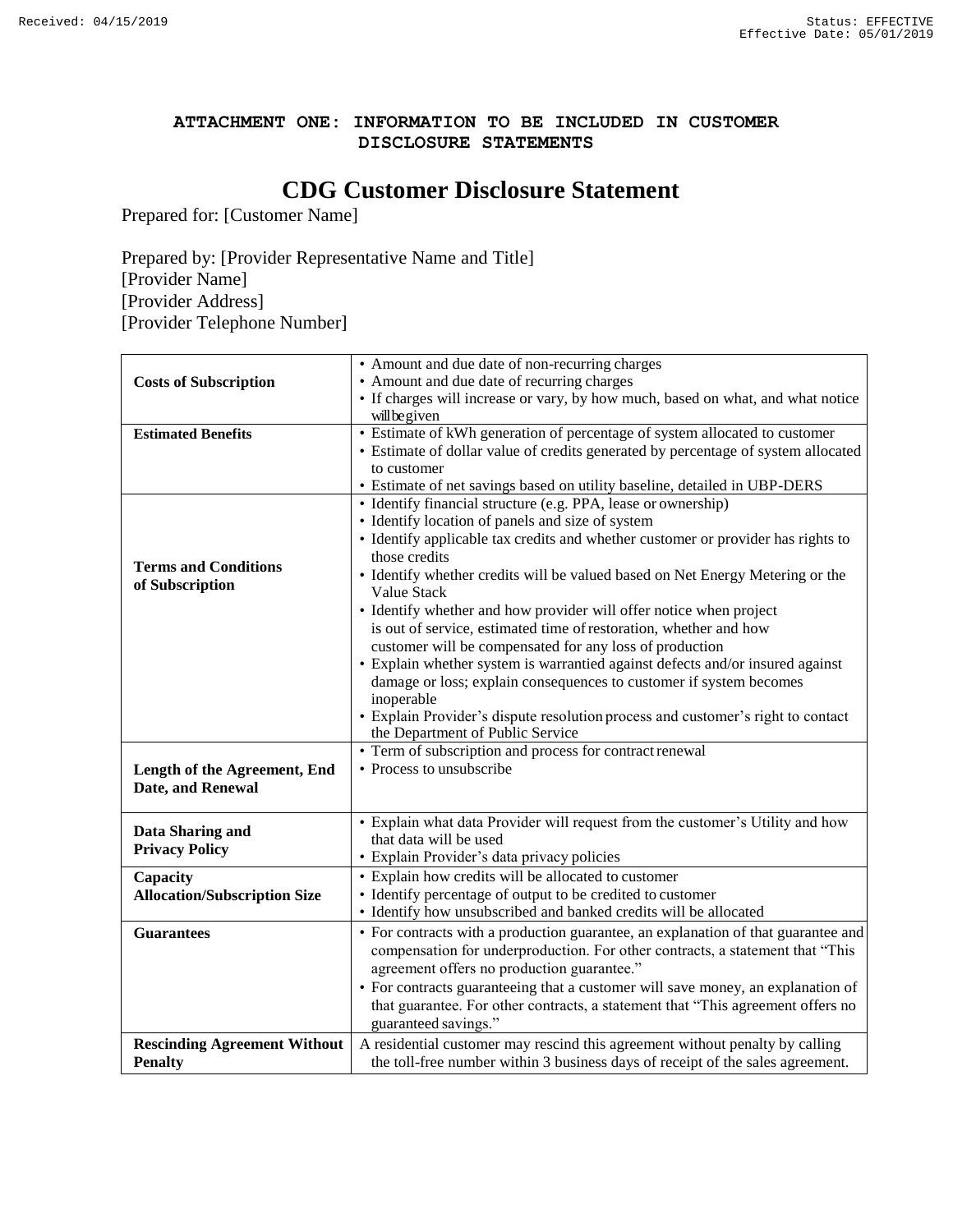**ATTACHMENT ONE: INFORMATION TO BE INCLUDED IN CUSTOMER DISCLOSURE STATEMENTS**

# CDG Customer Disclosure Statement

Prepared for: [Customer Name]

Prepared by: [Provider Representative Name and Title]
[Provider Name]
[Provider Address]
[Provider Telephone Number]

| | |
|---|---|
| **Costs of Subscription** | • Amount and due date of non-recurring charges<br>• Amount and due date of recurring charges<br>• If charges will increase or vary, by how much, based on what, and what notice will be given |
| **Estimated Benefits** | • Estimate of kWh generation of percentage of system allocated to customer<br>• Estimate of dollar value of credits generated by percentage of system allocated to customer<br>• Estimate of net savings based on utility baseline, detailed in UBP-DERS |
| **Terms and Conditions of Subscription** | • Identify financial structure (e.g. PPA, lease or ownership)<br>• Identify location of panels and size of system<br>• Identify applicable tax credits and whether customer or provider has rights to those credits<br>• Identify whether credits will be valued based on Net Energy Metering or the Value Stack<br>• Identify whether and how provider will offer notice when project is out of service, estimated time of restoration, whether and how customer will be compensated for any loss of production<br>• Explain whether system is warrantied against defects and/or insured against damage or loss; explain consequences to customer if system becomes inoperable<br>• Explain Provider's dispute resolution process and customer's right to contact the Department of Public Service |
| **Length of the Agreement, End Date, and Renewal** | • Term of subscription and process for contract renewal<br>• Process to unsubscribe |
| **Data Sharing and Privacy Policy** | • Explain what data Provider will request from the customer's Utility and how that data will be used<br>• Explain Provider's data privacy policies |
| **Capacity Allocation/Subscription Size** | • Explain how credits will be allocated to customer<br>• Identify percentage of output to be credited to customer<br>• Identify how unsubscribed and banked credits will be allocated |
| **Guarantees** | • For contracts with a production guarantee, an explanation of that guarantee and compensation for underproduction. For other contracts, a statement that "This agreement offers no production guarantee."<br>• For contracts guaranteeing that a customer will save money, an explanation of that guarantee. For other contracts, a statement that "This agreement offers no guaranteed savings." |
| **Rescinding Agreement Without Penalty** | A residential customer may rescind this agreement without penalty by calling the toll-free number within 3 business days of receipt of the sales agreement. |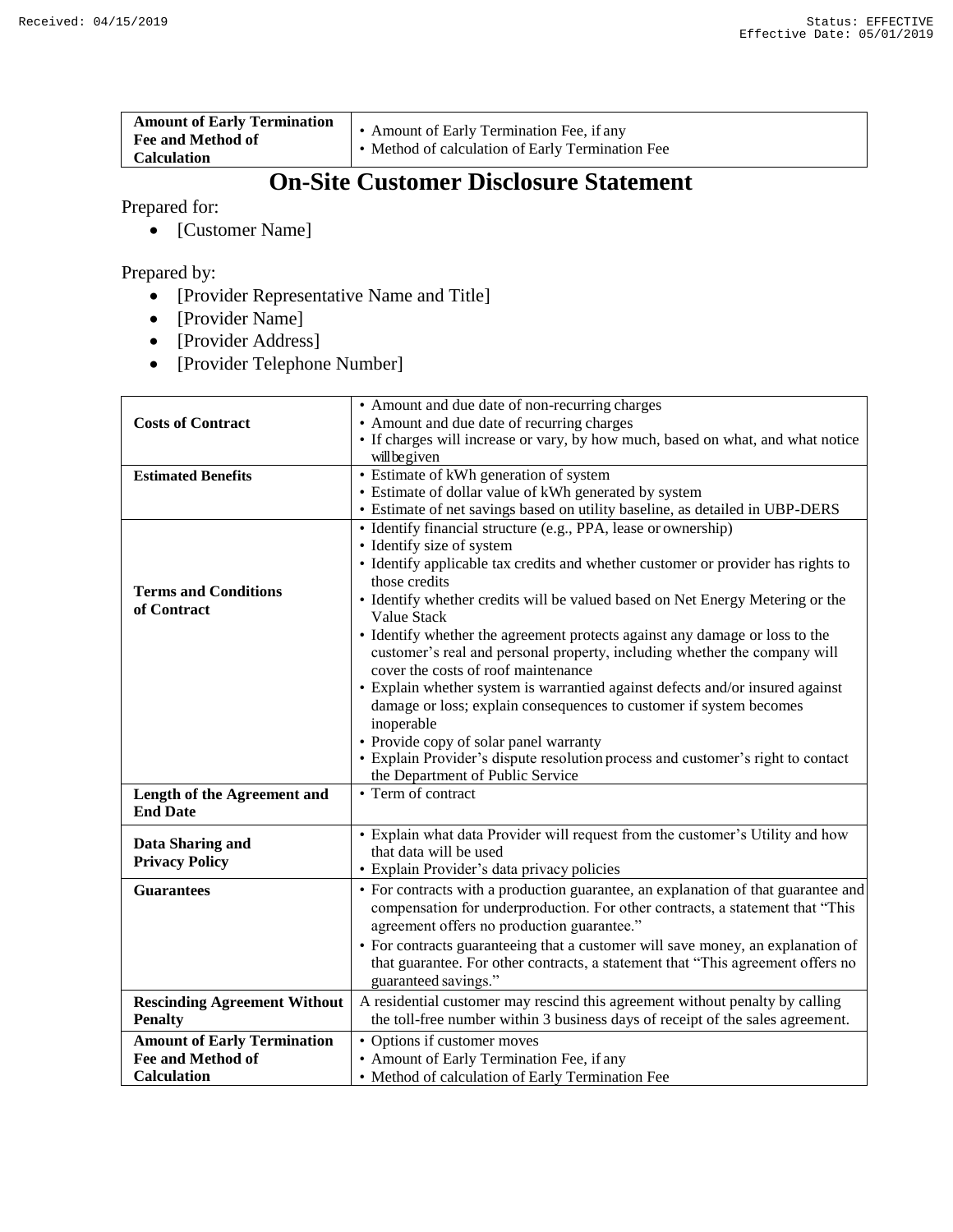| | |
|---|---|
| **Amount of Early Termination Fee and Method of Calculation** | • Amount of Early Termination Fee, if any<br>• Method of calculation of Early Termination Fee |

# On-Site Customer Disclosure Statement

Prepared for:

- [Customer Name]

Prepared by:

- [Provider Representative Name and Title]
- [Provider Name]
- [Provider Address]
- [Provider Telephone Number]

| | |
|---|---|
| **Costs of Contract** | • Amount and due date of non-recurring charges<br>• Amount and due date of recurring charges<br>• If charges will increase or vary, by how much, based on what, and what notice will be given |
| **Estimated Benefits** | • Estimate of kWh generation of system<br>• Estimate of dollar value of kWh generated by system<br>• Estimate of net savings based on utility baseline, as detailed in UBP-DERS |
| **Terms and Conditions of Contract** | • Identify financial structure (e.g., PPA, lease or ownership)<br>• Identify size of system<br>• Identify applicable tax credits and whether customer or provider has rights to those credits<br>• Identify whether credits will be valued based on Net Energy Metering or the Value Stack<br>• Identify whether the agreement protects against any damage or loss to the customer's real and personal property, including whether the company will cover the costs of roof maintenance<br>• Explain whether system is warrantied against defects and/or insured against damage or loss; explain consequences to customer if system becomes inoperable<br>• Provide copy of solar panel warranty<br>• Explain Provider's dispute resolution process and customer's right to contact the Department of Public Service |
| **Length of the Agreement and End Date** | • Term of contract |
| **Data Sharing and Privacy Policy** | • Explain what data Provider will request from the customer's Utility and how that data will be used<br>• Explain Provider's data privacy policies |
| **Guarantees** | • For contracts with a production guarantee, an explanation of that guarantee and compensation for underproduction. For other contracts, a statement that "This agreement offers no production guarantee."<br>• For contracts guaranteeing that a customer will save money, an explanation of that guarantee. For other contracts, a statement that "This agreement offers no guaranteed savings." |
| **Rescinding Agreement Without Penalty** | A residential customer may rescind this agreement without penalty by calling the toll-free number within 3 business days of receipt of the sales agreement. |
| **Amount of Early Termination Fee and Method of Calculation** | • Options if customer moves<br>• Amount of Early Termination Fee, if any<br>• Method of calculation of Early Termination Fee |